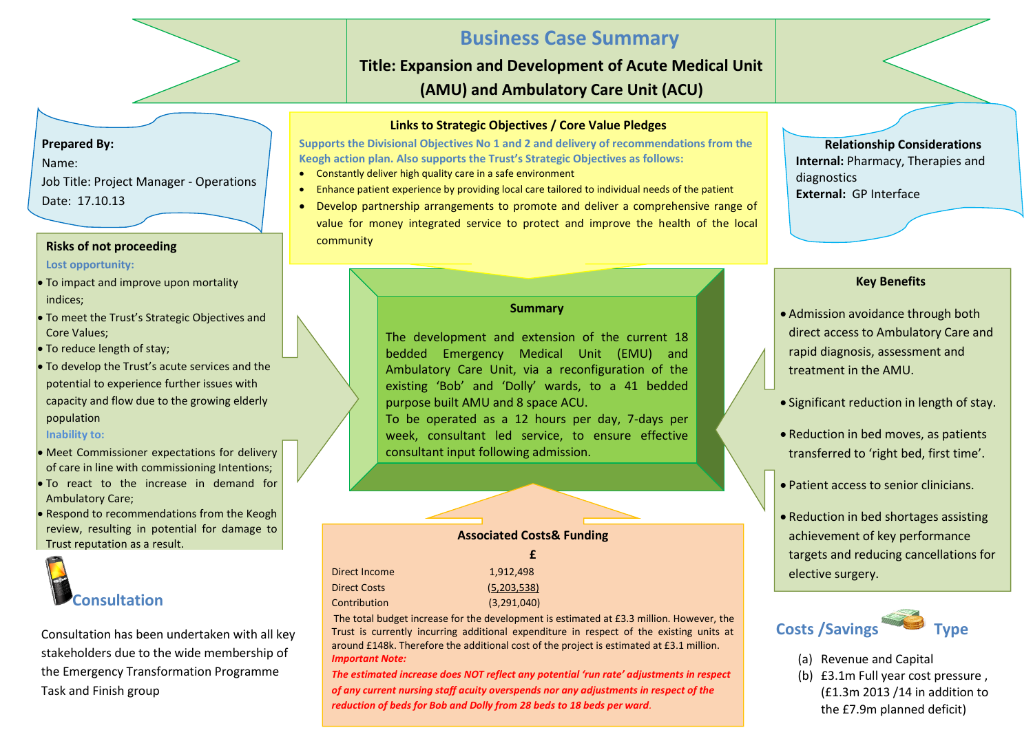# Business Case Summary

**Title: Expansion and Development of Acute Medical Unit (AMU) and Ambulatory Care Unit (ACU)**

**Prepared By:**

Name:

Job Title: Project Manager - Operations

Date: 17.10.13

## Links to Strategic Objectives / Core Value Pledges

**Supports the Divisional Objectives No 1 and 2 and delivery of recommendations from the Keogh action plan. Also supports the Trust's Strategic Objectives as follows:**

- Constantly deliver high quality care in a safe environment
- Enhance patient experience by providing local care tailored to individual needs of the patient
- Develop partnership arrangements to promote and deliver a comprehensive range of value for money integrated service to protect and improve the health of the local community

## Relationship Considerations

**Internal:** Pharmacy, Therapies and diagnostics

**External:** GP Interface

## Risks of not proceeding

**Lost opportunity:**

- To impact and improve upon mortality indices;
- To meet the Trust's Strategic Objectives and Core Values;
- To reduce length of stay;
- To develop the Trust's acute services and the potential to experience further issues with capacity and flow due to the growing elderly population

**Inability to:**

- Meet Commissioner expectations for delivery of care in line with commissioning Intentions;
- To react to the increase in demand for Ambulatory Care;
- Respond to recommendations from the Keogh review, resulting in potential for damage to Trust reputation as a result.

## Summary

The development and extension of the current 18 bedded Emergency Medical Unit (EMU) and Ambulatory Care Unit, via a reconfiguration of the existing 'Bob' and 'Dolly' wards, to a 41 bedded purpose built AMU and 8 space ACU.

To be operated as a 12 hours per day, 7-days per week, consultant led service, to ensure effective consultant input following admission.

## Key Benefits

- Admission avoidance through both direct access to Ambulatory Care and rapid diagnosis, assessment and treatment in the AMU.
- Significant reduction in length of stay.
- Reduction in bed moves, as patients transferred to 'right bed, first time'.
- Patient access to senior clinicians.
- Reduction in bed shortages assisting achievement of key performance targets and reducing cancellations for elective surgery.

## Associated Costs& Funding

| | £ |
|---|---|
| Direct Income | 1,912,498 |
| Direct Costs | (5,203,538) |
| Contribution | (3,291,040) |

The total budget increase for the development is estimated at £3.3 million. However, the Trust is currently incurring additional expenditure in respect of the existing units at around £148k. Therefore the additional cost of the project is estimated at £3.1 million.

***Important Note:***

***The estimated increase does NOT reflect any potential 'run rate' adjustments in respect of any current nursing staff acuity overspends nor any adjustments in respect of the reduction of beds for Bob and Dolly from 28 beds to 18 beds per ward.***

## Consultation

Consultation has been undertaken with all key stakeholders due to the wide membership of the Emergency Transformation Programme Task and Finish group

## Costs /Savings Type

(a) Revenue and Capital

(b) £3.1m Full year cost pressure , (£1.3m 2013 /14 in addition to the £7.9m planned deficit)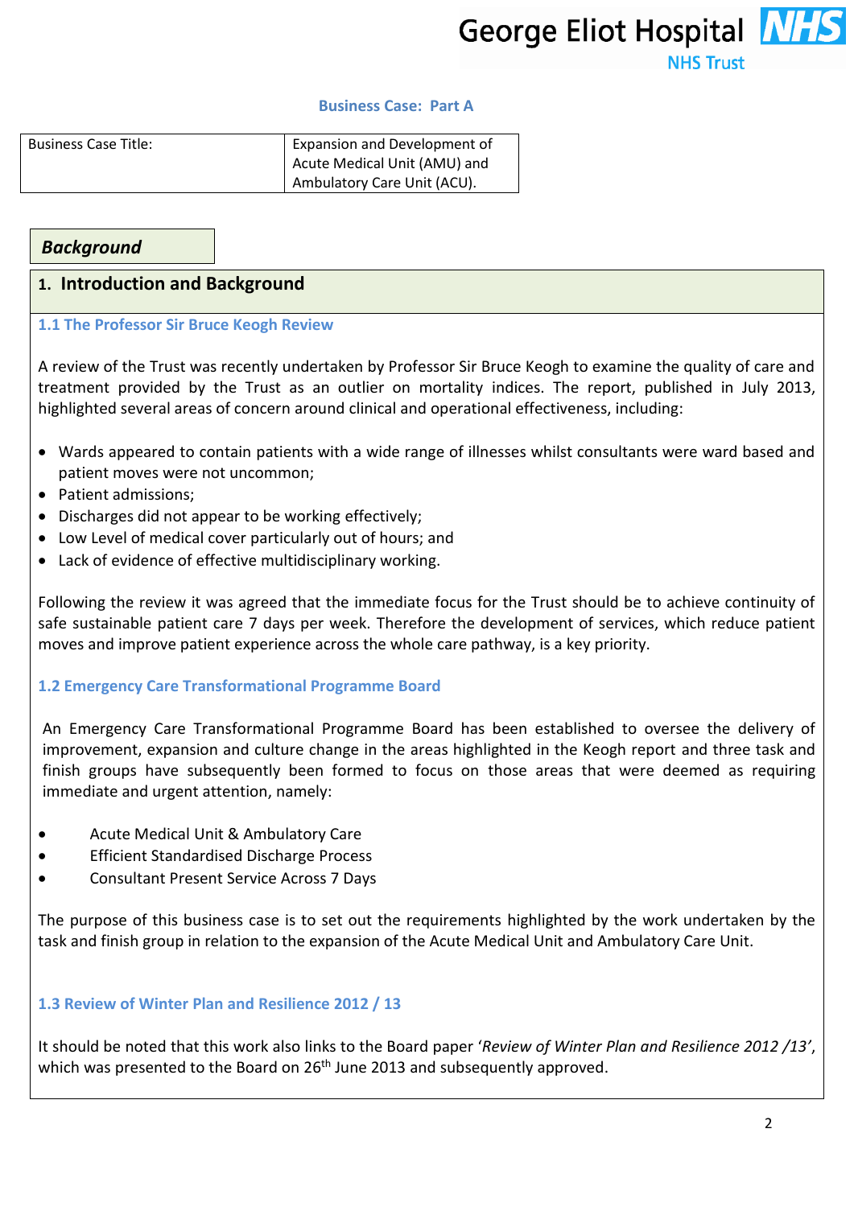**Business Case: Part A**

| Business Case Title: | Expansion and Development of Acute Medical Unit (AMU) and Ambulatory Care Unit (ACU). |
|---|---|

***Background***

## 1. Introduction and Background

### 1.1 The Professor Sir Bruce Keogh Review

A review of the Trust was recently undertaken by Professor Sir Bruce Keogh to examine the quality of care and treatment provided by the Trust as an outlier on mortality indices. The report, published in July 2013, highlighted several areas of concern around clinical and operational effectiveness, including:

- Wards appeared to contain patients with a wide range of illnesses whilst consultants were ward based and patient moves were not uncommon;
- Patient admissions;
- Discharges did not appear to be working effectively;
- Low Level of medical cover particularly out of hours; and
- Lack of evidence of effective multidisciplinary working.

Following the review it was agreed that the immediate focus for the Trust should be to achieve continuity of safe sustainable patient care 7 days per week. Therefore the development of services, which reduce patient moves and improve patient experience across the whole care pathway, is a key priority.

### 1.2 Emergency Care Transformational Programme Board

An Emergency Care Transformational Programme Board has been established to oversee the delivery of improvement, expansion and culture change in the areas highlighted in the Keogh report and three task and finish groups have subsequently been formed to focus on those areas that were deemed as requiring immediate and urgent attention, namely:

- Acute Medical Unit & Ambulatory Care
- Efficient Standardised Discharge Process
- Consultant Present Service Across 7 Days

The purpose of this business case is to set out the requirements highlighted by the work undertaken by the task and finish group in relation to the expansion of the Acute Medical Unit and Ambulatory Care Unit.

### 1.3 Review of Winter Plan and Resilience 2012 / 13

It should be noted that this work also links to the Board paper '*Review of Winter Plan and Resilience 2012 /13*', which was presented to the Board on 26th June 2013 and subsequently approved.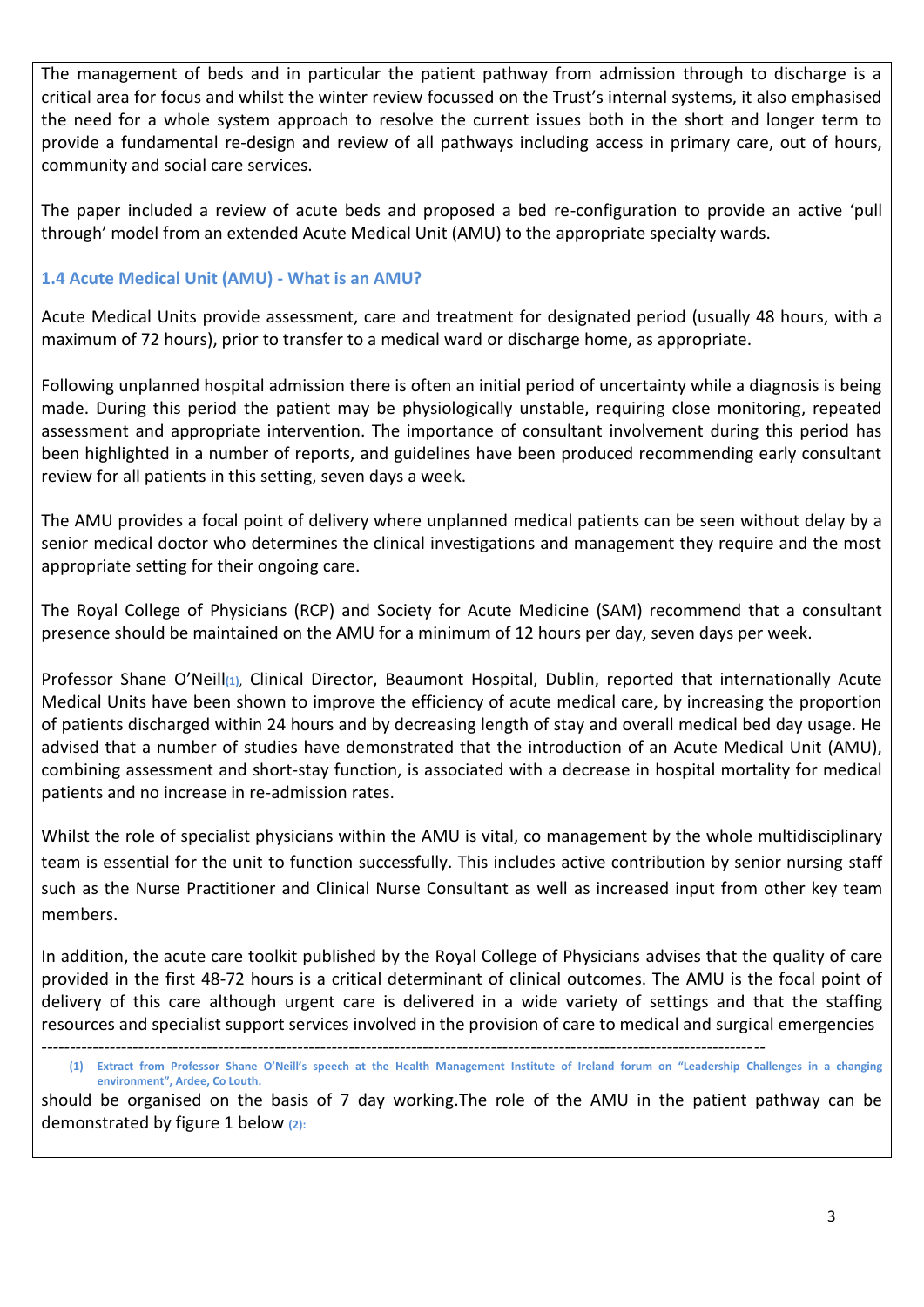The management of beds and in particular the patient pathway from admission through to discharge is a critical area for focus and whilst the winter review focussed on the Trust's internal systems, it also emphasised the need for a whole system approach to resolve the current issues both in the short and longer term to provide a fundamental re-design and review of all pathways including access in primary care, out of hours, community and social care services.

The paper included a review of acute beds and proposed a bed re-configuration to provide an active 'pull through' model from an extended Acute Medical Unit (AMU) to the appropriate specialty wards.

### 1.4 Acute Medical Unit (AMU) - What is an AMU?

Acute Medical Units provide assessment, care and treatment for designated period (usually 48 hours, with a maximum of 72 hours), prior to transfer to a medical ward or discharge home, as appropriate.

Following unplanned hospital admission there is often an initial period of uncertainty while a diagnosis is being made. During this period the patient may be physiologically unstable, requiring close monitoring, repeated assessment and appropriate intervention. The importance of consultant involvement during this period has been highlighted in a number of reports, and guidelines have been produced recommending early consultant review for all patients in this setting, seven days a week.

The AMU provides a focal point of delivery where unplanned medical patients can be seen without delay by a senior medical doctor who determines the clinical investigations and management they require and the most appropriate setting for their ongoing care.

The Royal College of Physicians (RCP) and Society for Acute Medicine (SAM) recommend that a consultant presence should be maintained on the AMU for a minimum of 12 hours per day, seven days per week.

Professor Shane O'Neill[(1)], Clinical Director, Beaumont Hospital, Dublin, reported that internationally Acute Medical Units have been shown to improve the efficiency of acute medical care, by increasing the proportion of patients discharged within 24 hours and by decreasing length of stay and overall medical bed day usage. He advised that a number of studies have demonstrated that the introduction of an Acute Medical Unit (AMU), combining assessment and short-stay function, is associated with a decrease in hospital mortality for medical patients and no increase in re-admission rates.

Whilst the role of specialist physicians within the AMU is vital, co management by the whole multidisciplinary team is essential for the unit to function successfully. This includes active contribution by senior nursing staff such as the Nurse Practitioner and Clinical Nurse Consultant as well as increased input from other key team members.

In addition, the acute care toolkit published by the Royal College of Physicians advises that the quality of care provided in the first 48-72 hours is a critical determinant of clinical outcomes. The AMU is the focal point of delivery of this care although urgent care is delivered in a wide variety of settings and that the staffing resources and specialist support services involved in the provision of care to medical and surgical emergencies should be organised on the basis of 7 day working.The role of the AMU in the patient pathway can be demonstrated by figure 1 below [(2)]:

---

**(1) Extract from Professor Shane O'Neill's speech at the Health Management Institute of Ireland forum on "Leadership Challenges in a changing environment", Ardee, Co Louth.**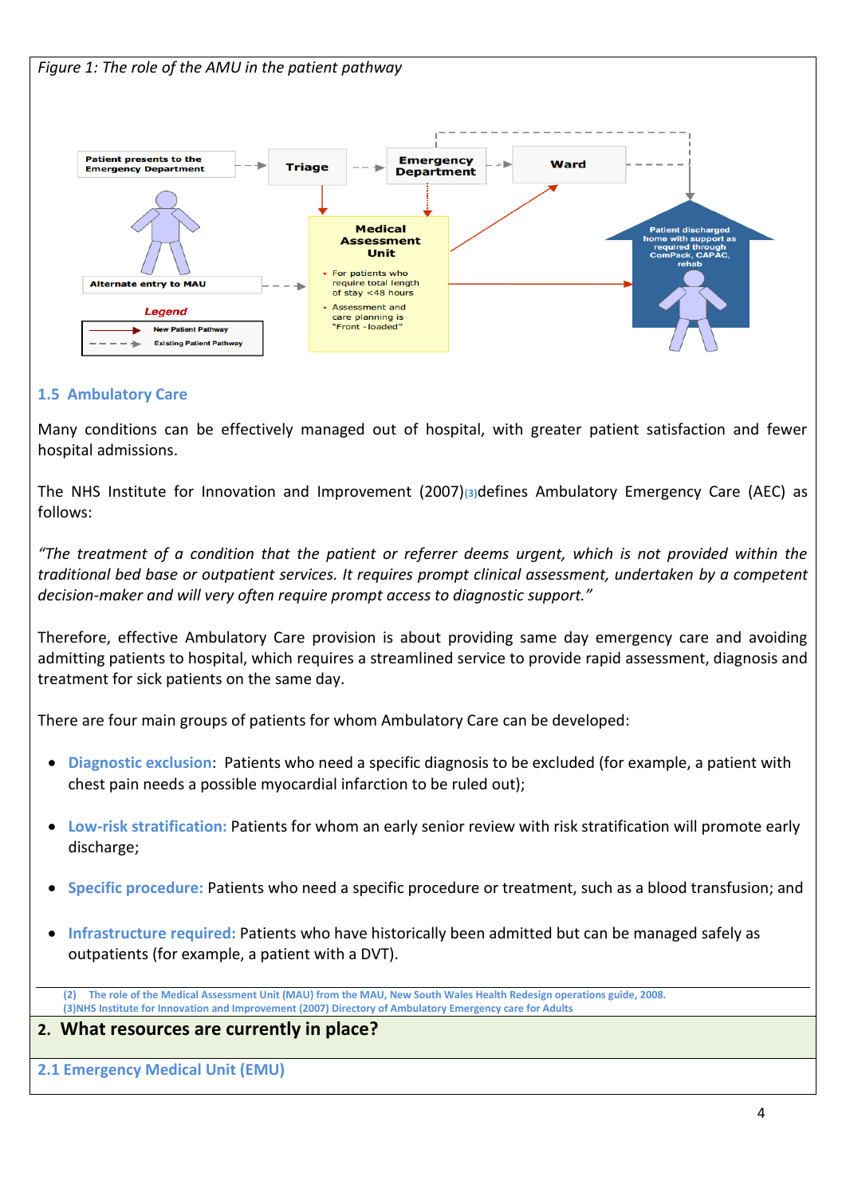*Figure 1: The role of the AMU in the patient pathway*

Patient presents to the Emergency Department

Triage

Emergency Department

Ward

Medical Assessment Unit

- For patients who require total length of stay <48 hours
- Assessment and care planning is "Front - loaded"

Alternate entry to MAU

Patient discharged home with support as required through ComPack, CAPAC, rehab

Legend

New Patient Pathway

Existing Patient Pathway

### 1.5 Ambulatory Care

Many conditions can be effectively managed out of hospital, with greater patient satisfaction and fewer hospital admissions.

The NHS Institute for Innovation and Improvement (2007)(3)defines Ambulatory Emergency Care (AEC) as follows:

*"The treatment of a condition that the patient or referrer deems urgent, which is not provided within the traditional bed base or outpatient services. It requires prompt clinical assessment, undertaken by a competent decision-maker and will very often require prompt access to diagnostic support."*

Therefore, effective Ambulatory Care provision is about providing same day emergency care and avoiding admitting patients to hospital, which requires a streamlined service to provide rapid assessment, diagnosis and treatment for sick patients on the same day.

There are four main groups of patients for whom Ambulatory Care can be developed:

- **Diagnostic exclusion**: Patients who need a specific diagnosis to be excluded (for example, a patient with chest pain needs a possible myocardial infarction to be ruled out);
- **Low-risk stratification:** Patients for whom an early senior review with risk stratification will promote early discharge;
- **Specific procedure:** Patients who need a specific procedure or treatment, such as a blood transfusion; and
- **Infrastructure required:** Patients who have historically been admitted but can be managed safely as outpatients (for example, a patient with a DVT).

(2) The role of the Medical Assessment Unit (MAU) from the MAU, New South Wales Health Redesign operations guide, 2008.
(3)NHS Institute for Innovation and Improvement (2007) Directory of Ambulatory Emergency care for Adults

## 2. What resources are currently in place?

### 2.1 Emergency Medical Unit (EMU)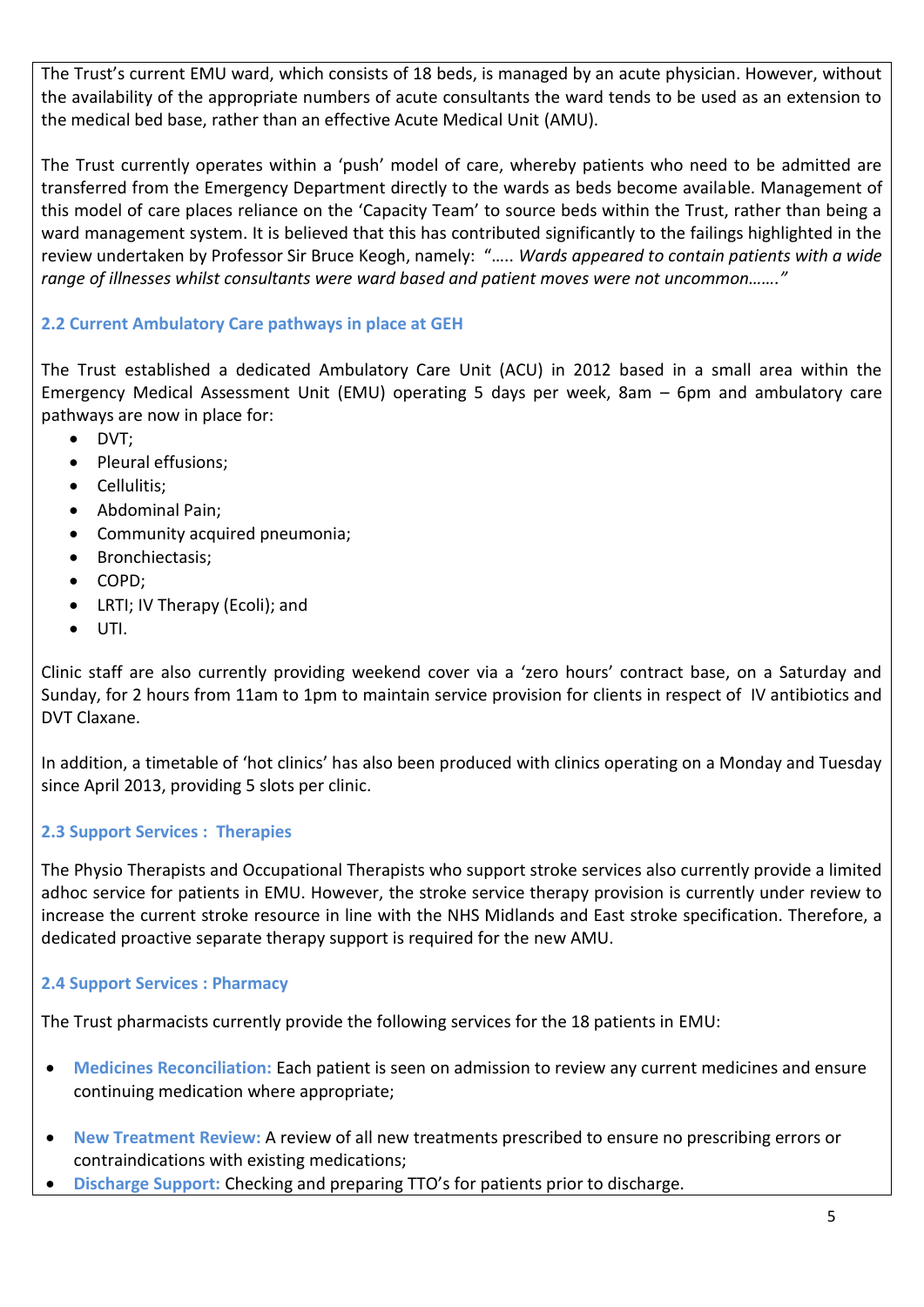The Trust's current EMU ward, which consists of 18 beds, is managed by an acute physician. However, without the availability of the appropriate numbers of acute consultants the ward tends to be used as an extension to the medical bed base, rather than an effective Acute Medical Unit (AMU).

The Trust currently operates within a 'push' model of care, whereby patients who need to be admitted are transferred from the Emergency Department directly to the wards as beds become available. Management of this model of care places reliance on the 'Capacity Team' to source beds within the Trust, rather than being a ward management system. It is believed that this has contributed significantly to the failings highlighted in the review undertaken by Professor Sir Bruce Keogh, namely: "….. *Wards appeared to contain patients with a wide range of illnesses whilst consultants were ward based and patient moves were not uncommon……."*

### 2.2 Current Ambulatory Care pathways in place at GEH

The Trust established a dedicated Ambulatory Care Unit (ACU) in 2012 based in a small area within the Emergency Medical Assessment Unit (EMU) operating 5 days per week, 8am – 6pm and ambulatory care pathways are now in place for:

- DVT;
- Pleural effusions;
- Cellulitis;
- Abdominal Pain;
- Community acquired pneumonia;
- Bronchiectasis;
- COPD;
- LRTI; IV Therapy (Ecoli); and
- UTI.

Clinic staff are also currently providing weekend cover via a 'zero hours' contract base, on a Saturday and Sunday, for 2 hours from 11am to 1pm to maintain service provision for clients in respect of IV antibiotics and DVT Claxane.

In addition, a timetable of 'hot clinics' has also been produced with clinics operating on a Monday and Tuesday since April 2013, providing 5 slots per clinic.

### 2.3 Support Services : Therapies

The Physio Therapists and Occupational Therapists who support stroke services also currently provide a limited adhoc service for patients in EMU. However, the stroke service therapy provision is currently under review to increase the current stroke resource in line with the NHS Midlands and East stroke specification. Therefore, a dedicated proactive separate therapy support is required for the new AMU.

### 2.4 Support Services : Pharmacy

The Trust pharmacists currently provide the following services for the 18 patients in EMU:

- **Medicines Reconciliation:** Each patient is seen on admission to review any current medicines and ensure continuing medication where appropriate;
- **New Treatment Review:** A review of all new treatments prescribed to ensure no prescribing errors or contraindications with existing medications;
- **Discharge Support:** Checking and preparing TTO's for patients prior to discharge.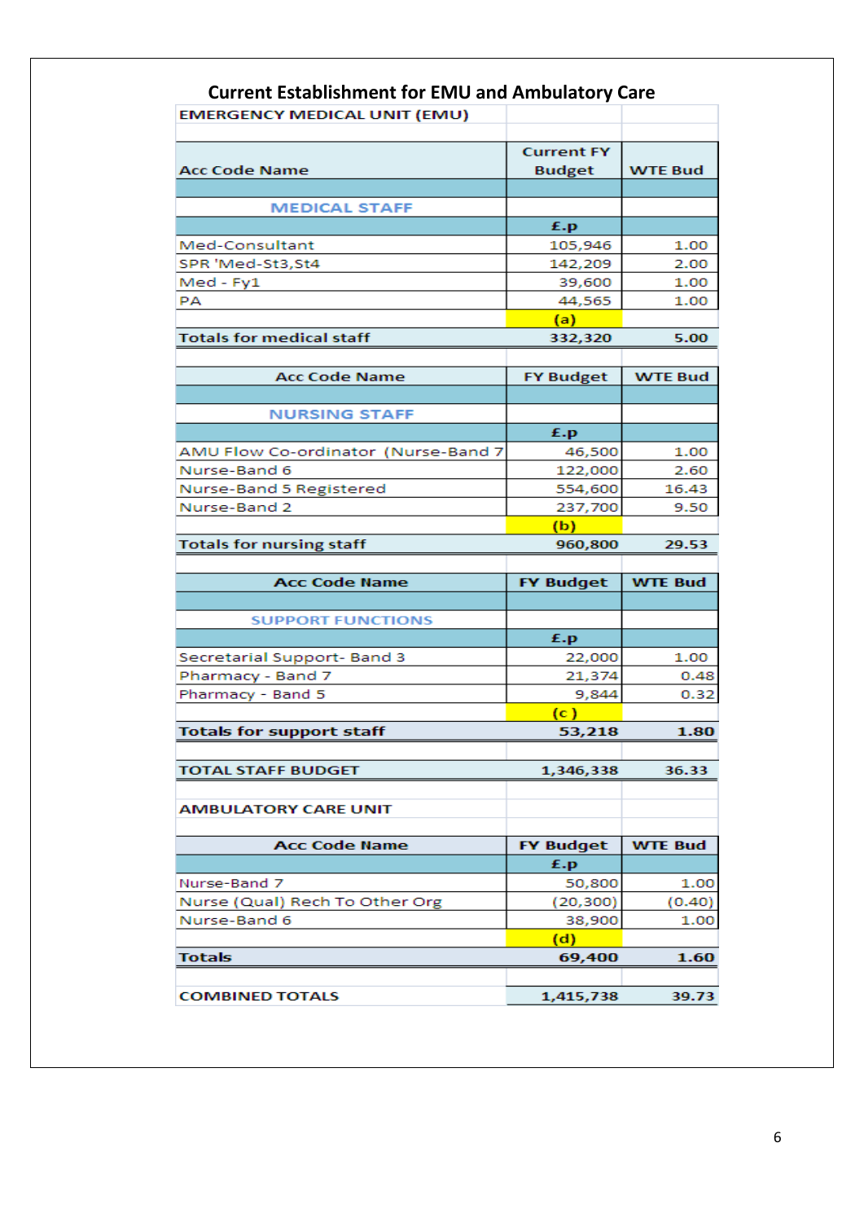## Current Establishment for EMU and Ambulatory Care

| EMERGENCY MEDICAL UNIT (EMU) | | |
|---|---|---|
| Acc Code Name | Current FY Budget | WTE Bud |
| MEDICAL STAFF | | |
| | £.p | |
| Med-Consultant | 105,946 | 1.00 |
| SPR 'Med-St3,St4 | 142,209 | 2.00 |
| Med - Fy1 | 39,600 | 1.00 |
| PA | 44,565 | 1.00 |
| | (a) | |
| **Totals for medical staff** | **332,320** | **5.00** |
| Acc Code Name | FY Budget | WTE Bud |
| NURSING STAFF | | |
| | £.p | |
| AMU Flow Co-ordinator (Nurse-Band 7 | 46,500 | 1.00 |
| Nurse-Band 6 | 122,000 | 2.60 |
| Nurse-Band 5 Registered | 554,600 | 16.43 |
| Nurse-Band 2 | 237,700 | 9.50 |
| | (b) | |
| **Totals for nursing staff** | **960,800** | **29.53** |
| Acc Code Name | FY Budget | WTE Bud |
| SUPPORT FUNCTIONS | | |
| | £.p | |
| Secretarial Support- Band 3 | 22,000 | 1.00 |
| Pharmacy - Band 7 | 21,374 | 0.48 |
| Pharmacy - Band 5 | 9,844 | 0.32 |
| | (c) | |
| **Totals for support staff** | **53,218** | **1.80** |
| **TOTAL STAFF BUDGET** | **1,346,338** | **36.33** |

| AMBULATORY CARE UNIT | | |
|---|---|---|
| Acc Code Name | FY Budget | WTE Bud |
| | £.p | |
| Nurse-Band 7 | 50,800 | 1.00 |
| Nurse (Qual) Rech To Other Org | (20,300) | (0.40) |
| Nurse-Band 6 | 38,900 | 1.00 |
| | (d) | |
| **Totals** | **69,400** | **1.60** |
| **COMBINED TOTALS** | **1,415,738** | **39.73** |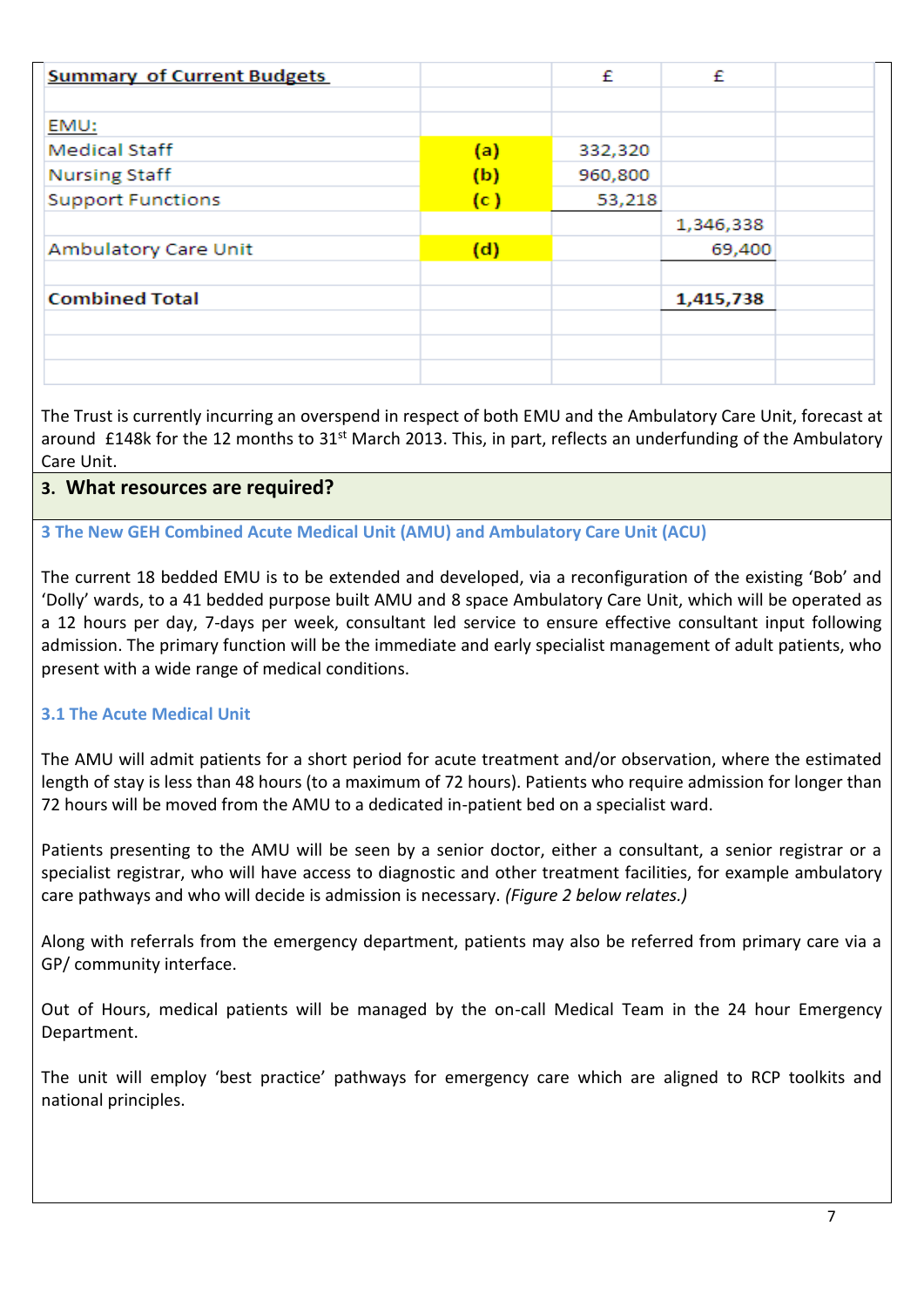| Summary of Current Budgets | | £ | £ | |
|---|---|---|---|---|
| | | | | |
| EMU: | | | | |
| Medical Staff | (a) | 332,320 | | |
| Nursing Staff | (b) | 960,800 | | |
| Support Functions | (c) | 53,218 | | |
| | | | 1,346,338 | |
| Ambulatory Care Unit | (d) | | 69,400 | |
| | | | | |
| **Combined Total** | | | **1,415,738** | |

The Trust is currently incurring an overspend in respect of both EMU and the Ambulatory Care Unit, forecast at around £148k for the 12 months to 31st March 2013. This, in part, reflects an underfunding of the Ambulatory Care Unit.

## 3. What resources are required?

### 3 The New GEH Combined Acute Medical Unit (AMU) and Ambulatory Care Unit (ACU)

The current 18 bedded EMU is to be extended and developed, via a reconfiguration of the existing 'Bob' and 'Dolly' wards, to a 41 bedded purpose built AMU and 8 space Ambulatory Care Unit, which will be operated as a 12 hours per day, 7-days per week, consultant led service to ensure effective consultant input following admission. The primary function will be the immediate and early specialist management of adult patients, who present with a wide range of medical conditions.

### 3.1 The Acute Medical Unit

The AMU will admit patients for a short period for acute treatment and/or observation, where the estimated length of stay is less than 48 hours (to a maximum of 72 hours). Patients who require admission for longer than 72 hours will be moved from the AMU to a dedicated in-patient bed on a specialist ward.

Patients presenting to the AMU will be seen by a senior doctor, either a consultant, a senior registrar or a specialist registrar, who will have access to diagnostic and other treatment facilities, for example ambulatory care pathways and who will decide is admission is necessary. *(Figure 2 below relates.)*

Along with referrals from the emergency department, patients may also be referred from primary care via a GP/ community interface.

Out of Hours, medical patients will be managed by the on-call Medical Team in the 24 hour Emergency Department.

The unit will employ 'best practice' pathways for emergency care which are aligned to RCP toolkits and national principles.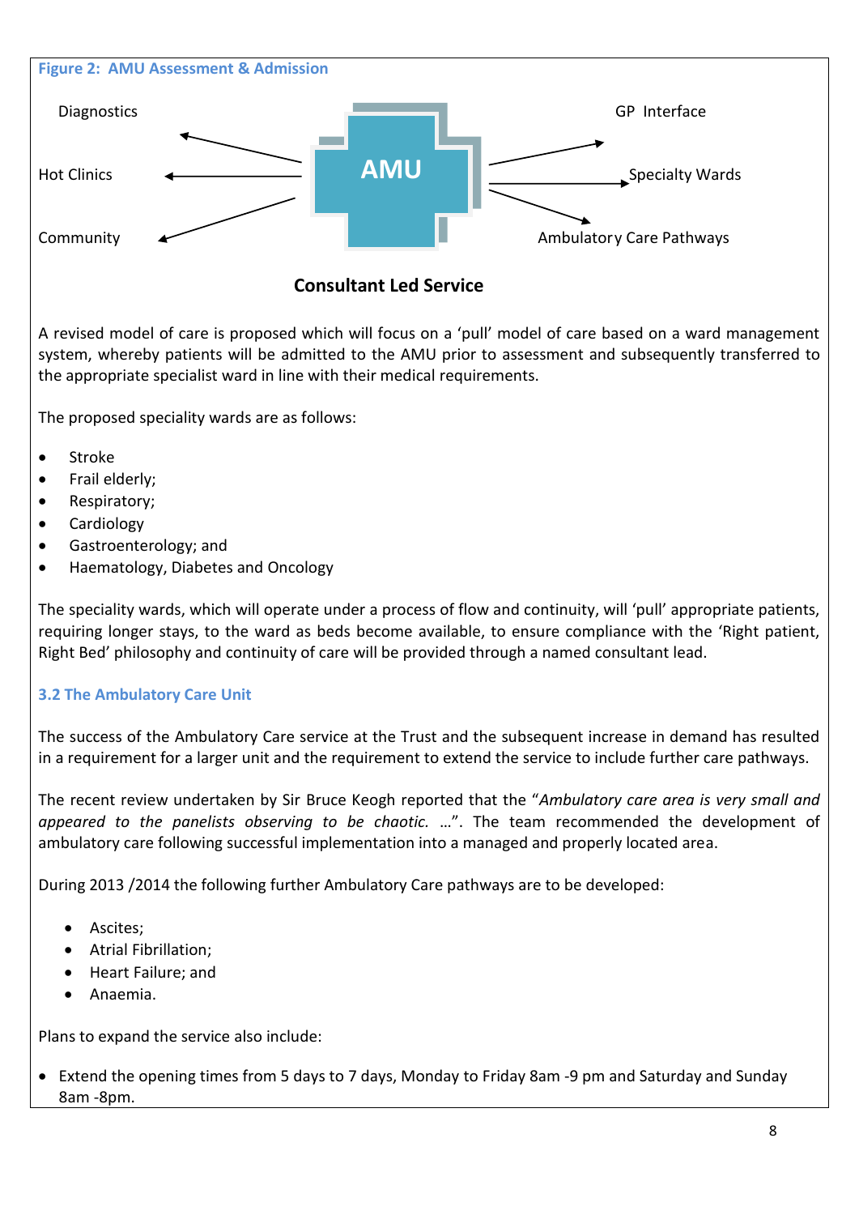**Figure 2: AMU Assessment & Admission**

Diagnostics

Hot Clinics

Community

AMU

GP Interface

Specialty Wards

Ambulatory Care Pathways

**Consultant Led Service**

A revised model of care is proposed which will focus on a 'pull' model of care based on a ward management system, whereby patients will be admitted to the AMU prior to assessment and subsequently transferred to the appropriate specialist ward in line with their medical requirements.

The proposed speciality wards are as follows:

- Stroke
- Frail elderly;
- Respiratory;
- Cardiology
- Gastroenterology; and
- Haematology, Diabetes and Oncology

The speciality wards, which will operate under a process of flow and continuity, will 'pull' appropriate patients, requiring longer stays, to the ward as beds become available, to ensure compliance with the 'Right patient, Right Bed' philosophy and continuity of care will be provided through a named consultant lead.

### 3.2 The Ambulatory Care Unit

The success of the Ambulatory Care service at the Trust and the subsequent increase in demand has resulted in a requirement for a larger unit and the requirement to extend the service to include further care pathways.

The recent review undertaken by Sir Bruce Keogh reported that the "*Ambulatory care area is very small and appeared to the panelists observing to be chaotic.* …". The team recommended the development of ambulatory care following successful implementation into a managed and properly located area.

During 2013 /2014 the following further Ambulatory Care pathways are to be developed:

- Ascites;
- Atrial Fibrillation;
- Heart Failure; and
- Anaemia.

Plans to expand the service also include:

- Extend the opening times from 5 days to 7 days, Monday to Friday 8am -9 pm and Saturday and Sunday 8am -8pm.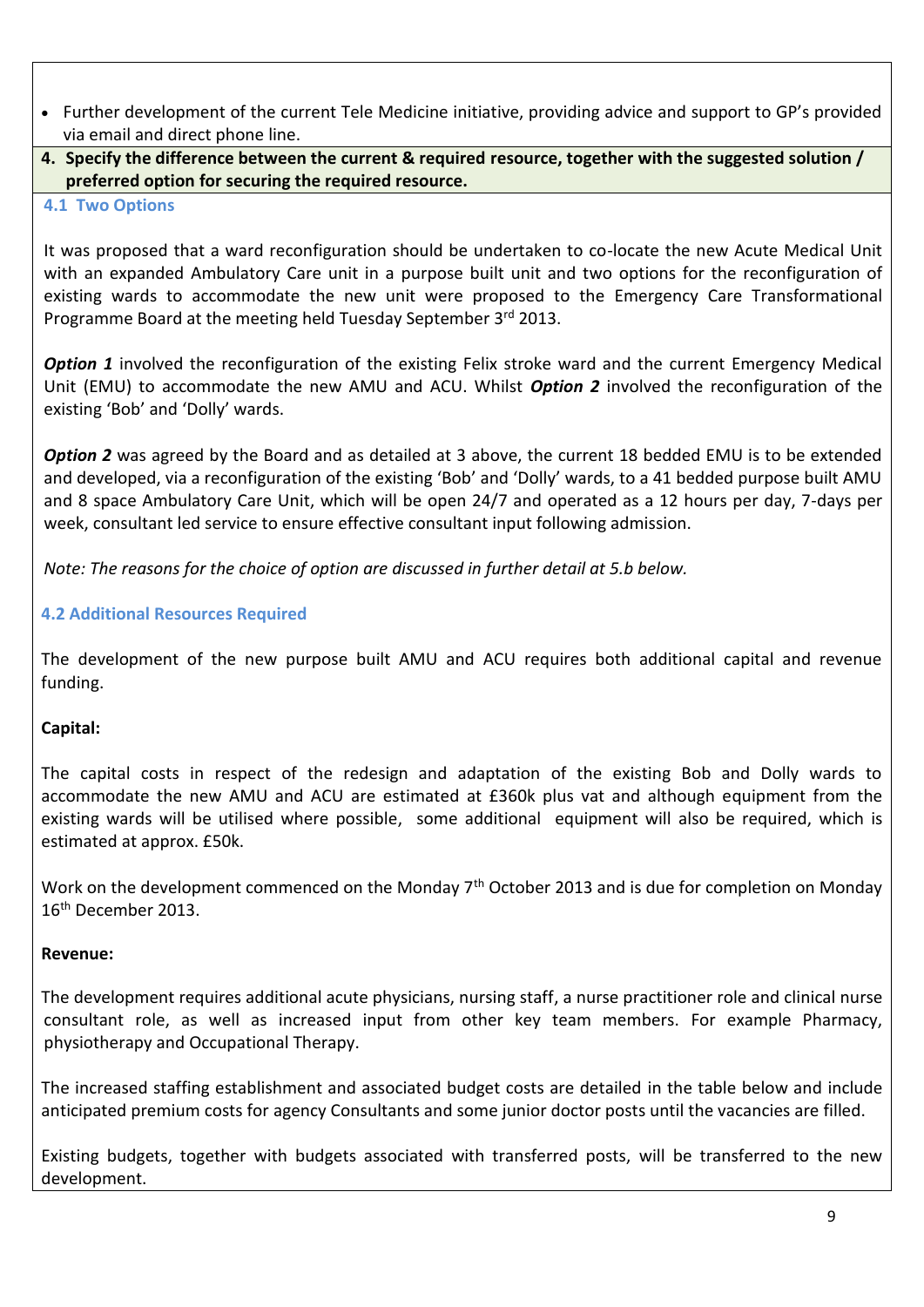- Further development of the current Tele Medicine initiative, providing advice and support to GP's provided via email and direct phone line.

**4. Specify the difference between the current & required resource, together with the suggested solution / preferred option for securing the required resource.**

### 4.1 Two Options

It was proposed that a ward reconfiguration should be undertaken to co-locate the new Acute Medical Unit with an expanded Ambulatory Care unit in a purpose built unit and two options for the reconfiguration of existing wards to accommodate the new unit were proposed to the Emergency Care Transformational Programme Board at the meeting held Tuesday September 3rd 2013.

***Option 1*** involved the reconfiguration of the existing Felix stroke ward and the current Emergency Medical Unit (EMU) to accommodate the new AMU and ACU. Whilst ***Option 2*** involved the reconfiguration of the existing 'Bob' and 'Dolly' wards.

***Option 2*** was agreed by the Board and as detailed at 3 above, the current 18 bedded EMU is to be extended and developed, via a reconfiguration of the existing 'Bob' and 'Dolly' wards, to a 41 bedded purpose built AMU and 8 space Ambulatory Care Unit, which will be open 24/7 and operated as a 12 hours per day, 7-days per week, consultant led service to ensure effective consultant input following admission.

*Note: The reasons for the choice of option are discussed in further detail at 5.b below.*

### 4.2 Additional Resources Required

The development of the new purpose built AMU and ACU requires both additional capital and revenue funding.

**Capital:**

The capital costs in respect of the redesign and adaptation of the existing Bob and Dolly wards to accommodate the new AMU and ACU are estimated at £360k plus vat and although equipment from the existing wards will be utilised where possible, some additional equipment will also be required, which is estimated at approx. £50k.

Work on the development commenced on the Monday 7th October 2013 and is due for completion on Monday 16th December 2013.

**Revenue:**

The development requires additional acute physicians, nursing staff, a nurse practitioner role and clinical nurse consultant role, as well as increased input from other key team members. For example Pharmacy, physiotherapy and Occupational Therapy.

The increased staffing establishment and associated budget costs are detailed in the table below and include anticipated premium costs for agency Consultants and some junior doctor posts until the vacancies are filled.

Existing budgets, together with budgets associated with transferred posts, will be transferred to the new development.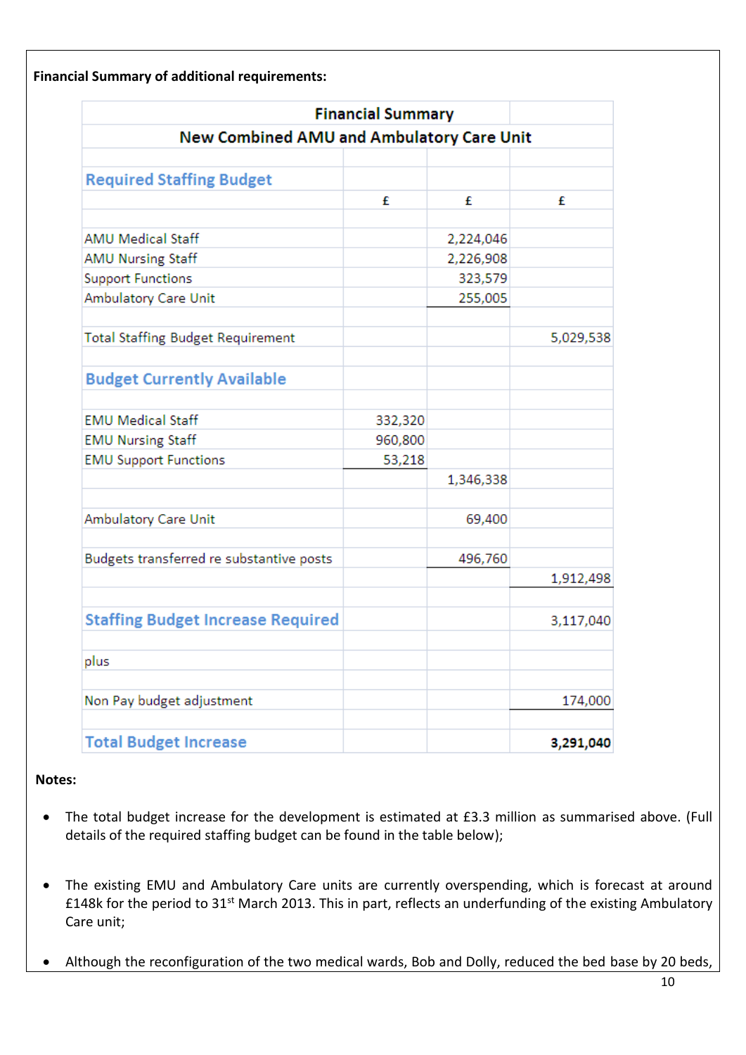**Financial Summary of additional requirements:**

| Financial Summary | | | |
|---|---|---|---|
| New Combined AMU and Ambulatory Care Unit | | | |
| | | | |
| **Required Staffing Budget** | | | |
| | £ | £ | £ |
| | | | |
| AMU Medical Staff | | 2,224,046 | |
| AMU Nursing Staff | | 2,226,908 | |
| Support Functions | | 323,579 | |
| Ambulatory Care Unit | | 255,005 | |
| | | | |
| Total Staffing Budget Requirement | | | 5,029,538 |
| | | | |
| **Budget Currently Available** | | | |
| | | | |
| EMU Medical Staff | 332,320 | | |
| EMU Nursing Staff | 960,800 | | |
| EMU Support Functions | 53,218 | | |
| | | 1,346,338 | |
| | | | |
| Ambulatory Care Unit | | 69,400 | |
| | | | |
| Budgets transferred re substantive posts | | 496,760 | |
| | | | 1,912,498 |
| | | | |
| **Staffing Budget Increase Required** | | | 3,117,040 |
| | | | |
| plus | | | |
| | | | |
| Non Pay budget adjustment | | | 174,000 |
| | | | |
| **Total Budget Increase** | | | **3,291,040** |

**Notes:**

- The total budget increase for the development is estimated at £3.3 million as summarised above. (Full details of the required staffing budget can be found in the table below);

- The existing EMU and Ambulatory Care units are currently overspending, which is forecast at around £148k for the period to 31st March 2013. This in part, reflects an underfunding of the existing Ambulatory Care unit;

- Although the reconfiguration of the two medical wards, Bob and Dolly, reduced the bed base by 20 beds,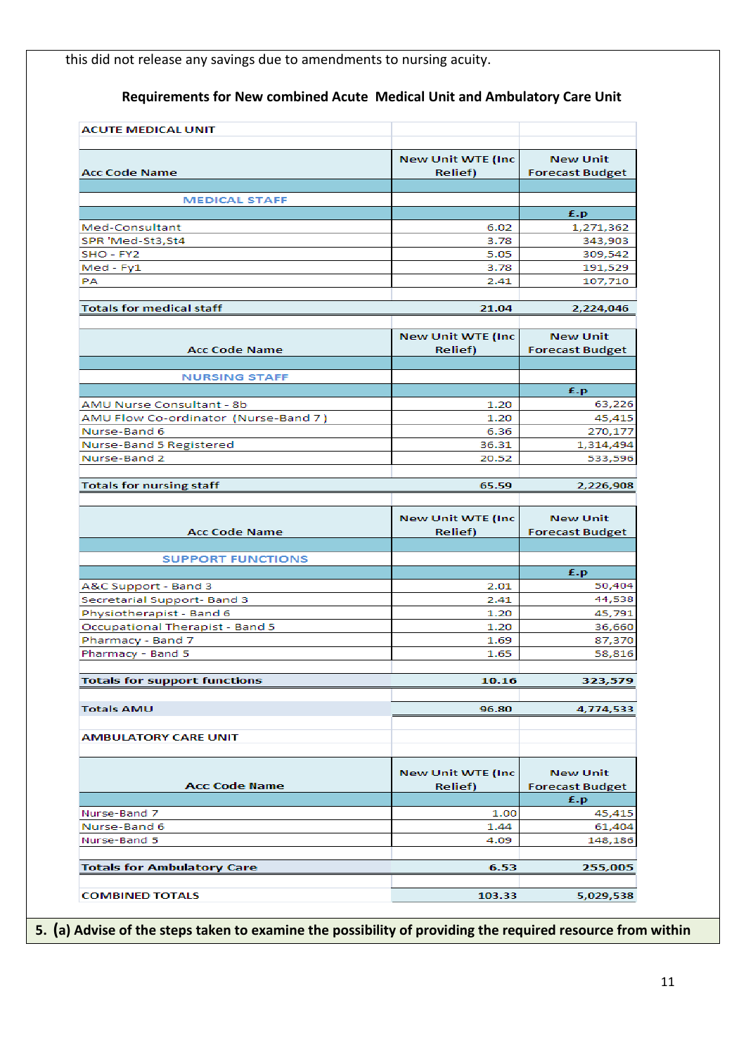this did not release any savings due to amendments to nursing acuity.

### Requirements for New combined Acute Medical Unit and Ambulatory Care Unit

| ACUTE MEDICAL UNIT | | |
|---|---|---|
| Acc Code Name | New Unit WTE (Inc Relief) | New Unit Forecast Budget |
| MEDICAL STAFF | | |
| | | £.p |
| Med-Consultant | 6.02 | 1,271,362 |
| SPR 'Med-St3,St4 | 3.78 | 343,903 |
| SHO - FY2 | 5.05 | 309,542 |
| Med - Fy1 | 3.78 | 191,529 |
| PA | 2.41 | 107,710 |
| Totals for medical staff | 21.04 | 2,224,046 |
| Acc Code Name | New Unit WTE (Inc Relief) | New Unit Forecast Budget |
| NURSING STAFF | | |
| | | £.p |
| AMU Nurse Consultant - 8b | 1.20 | 63,226 |
| AMU Flow Co-ordinator (Nurse-Band 7 ) | 1.20 | 45,415 |
| Nurse-Band 6 | 6.36 | 270,177 |
| Nurse-Band 5 Registered | 36.31 | 1,314,494 |
| Nurse-Band 2 | 20.52 | 533,596 |
| Totals for nursing staff | 65.59 | 2,226,908 |
| Acc Code Name | New Unit WTE (Inc Relief) | New Unit Forecast Budget |
| SUPPORT FUNCTIONS | | |
| | | £.p |
| A&C Support - Band 3 | 2.01 | 50,404 |
| Secretarial Support- Band 3 | 2.41 | 44,538 |
| Physiotherapist - Band 6 | 1.20 | 45,791 |
| Occupational Therapist - Band 5 | 1.20 | 36,660 |
| Pharmacy - Band 7 | 1.69 | 87,370 |
| Pharmacy - Band 5 | 1.65 | 58,816 |
| Totals for support functions | 10.16 | 323,579 |
| Totals AMU | 96.80 | 4,774,533 |
| AMBULATORY CARE UNIT | | |
| Acc Code Name | New Unit WTE (Inc Relief) | New Unit Forecast Budget |
| | | £.p |
| Nurse-Band 7 | 1.00 | 45,415 |
| Nurse-Band 6 | 1.44 | 61,404 |
| Nurse-Band 5 | 4.09 | 148,186 |
| Totals for Ambulatory Care | 6.53 | 255,005 |
| COMBINED TOTALS | 103.33 | 5,029,538 |

**5. (a) Advise of the steps taken to examine the possibility of providing the required resource from within**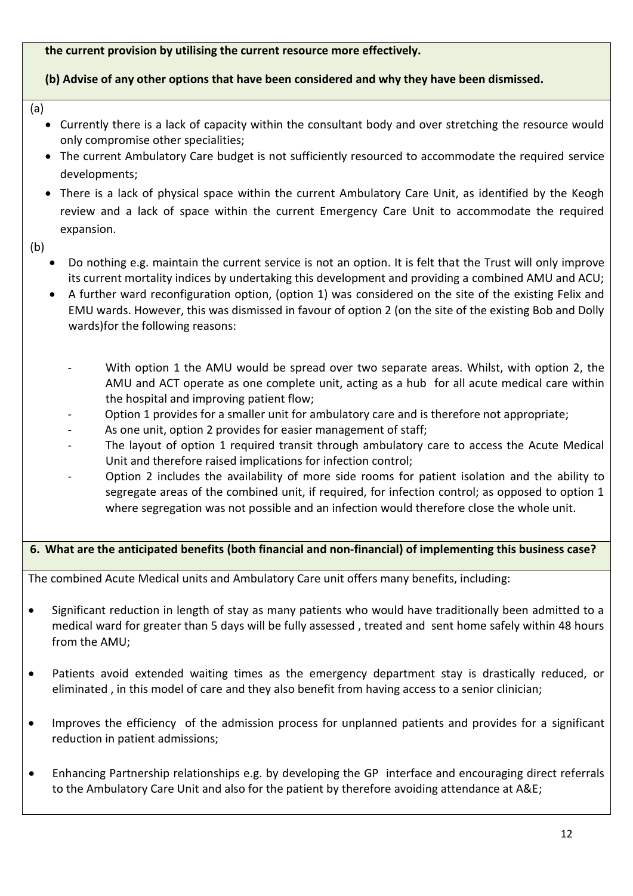**the current provision by utilising the current resource more effectively.**

**(b) Advise of any other options that have been considered and why they have been dismissed.**

(a)

- Currently there is a lack of capacity within the consultant body and over stretching the resource would only compromise other specialities;
- The current Ambulatory Care budget is not sufficiently resourced to accommodate the required service developments;
- There is a lack of physical space within the current Ambulatory Care Unit, as identified by the Keogh review and a lack of space within the current Emergency Care Unit to accommodate the required expansion.

(b)

- Do nothing e.g. maintain the current service is not an option. It is felt that the Trust will only improve its current mortality indices by undertaking this development and providing a combined AMU and ACU;
- A further ward reconfiguration option, (option 1) was considered on the site of the existing Felix and EMU wards. However, this was dismissed in favour of option 2 (on the site of the existing Bob and Dolly wards)for the following reasons:
  - With option 1 the AMU would be spread over two separate areas. Whilst, with option 2, the AMU and ACT operate as one complete unit, acting as a hub for all acute medical care within the hospital and improving patient flow;
  - Option 1 provides for a smaller unit for ambulatory care and is therefore not appropriate;
  - As one unit, option 2 provides for easier management of staff;
  - The layout of option 1 required transit through ambulatory care to access the Acute Medical Unit and therefore raised implications for infection control;
  - Option 2 includes the availability of more side rooms for patient isolation and the ability to segregate areas of the combined unit, if required, for infection control; as opposed to option 1 where segregation was not possible and an infection would therefore close the whole unit.

**6. What are the anticipated benefits (both financial and non-financial) of implementing this business case?**

The combined Acute Medical units and Ambulatory Care unit offers many benefits, including:

- Significant reduction in length of stay as many patients who would have traditionally been admitted to a medical ward for greater than 5 days will be fully assessed , treated and sent home safely within 48 hours from the AMU;
- Patients avoid extended waiting times as the emergency department stay is drastically reduced, or eliminated , in this model of care and they also benefit from having access to a senior clinician;
- Improves the efficiency of the admission process for unplanned patients and provides for a significant reduction in patient admissions;
- Enhancing Partnership relationships e.g. by developing the GP interface and encouraging direct referrals to the Ambulatory Care Unit and also for the patient by therefore avoiding attendance at A&E;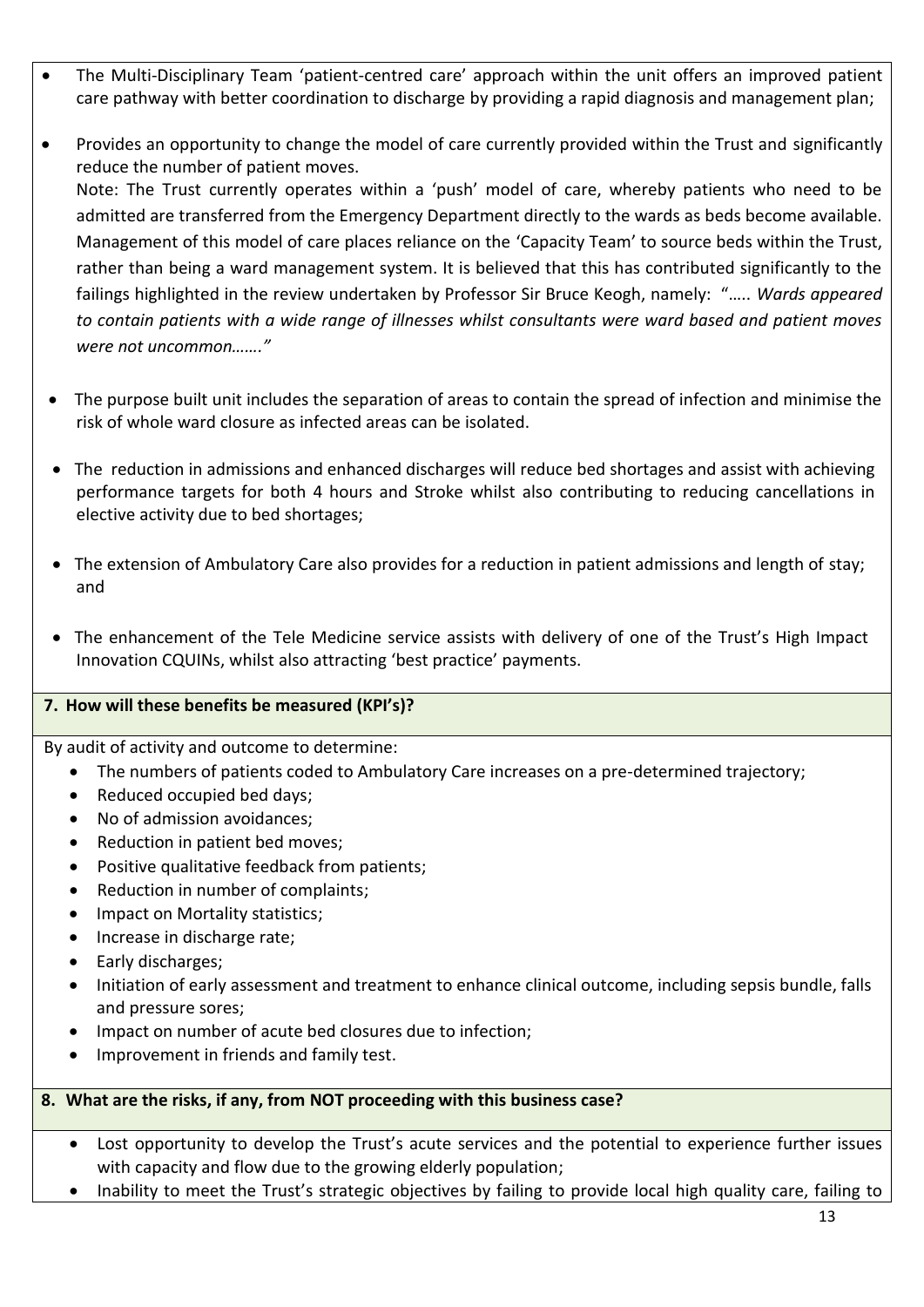- The Multi-Disciplinary Team 'patient-centred care' approach within the unit offers an improved patient care pathway with better coordination to discharge by providing a rapid diagnosis and management plan;
- Provides an opportunity to change the model of care currently provided within the Trust and significantly reduce the number of patient moves.
  Note: The Trust currently operates within a 'push' model of care, whereby patients who need to be admitted are transferred from the Emergency Department directly to the wards as beds become available. Management of this model of care places reliance on the 'Capacity Team' to source beds within the Trust, rather than being a ward management system. It is believed that this has contributed significantly to the failings highlighted in the review undertaken by Professor Sir Bruce Keogh, namely: "….. *Wards appeared to contain patients with a wide range of illnesses whilst consultants were ward based and patient moves were not uncommon……."*
- The purpose built unit includes the separation of areas to contain the spread of infection and minimise the risk of whole ward closure as infected areas can be isolated.
- The reduction in admissions and enhanced discharges will reduce bed shortages and assist with achieving performance targets for both 4 hours and Stroke whilst also contributing to reducing cancellations in elective activity due to bed shortages;
- The extension of Ambulatory Care also provides for a reduction in patient admissions and length of stay; and
- The enhancement of the Tele Medicine service assists with delivery of one of the Trust's High Impact Innovation CQUINs, whilst also attracting 'best practice' payments.

**7. How will these benefits be measured (KPI's)?**

By audit of activity and outcome to determine:

- The numbers of patients coded to Ambulatory Care increases on a pre-determined trajectory;
- Reduced occupied bed days;
- No of admission avoidances;
- Reduction in patient bed moves;
- Positive qualitative feedback from patients;
- Reduction in number of complaints;
- Impact on Mortality statistics;
- Increase in discharge rate;
- Early discharges;
- Initiation of early assessment and treatment to enhance clinical outcome, including sepsis bundle, falls and pressure sores;
- Impact on number of acute bed closures due to infection;
- Improvement in friends and family test.

**8. What are the risks, if any, from NOT proceeding with this business case?**

- Lost opportunity to develop the Trust's acute services and the potential to experience further issues with capacity and flow due to the growing elderly population;
- Inability to meet the Trust's strategic objectives by failing to provide local high quality care, failing to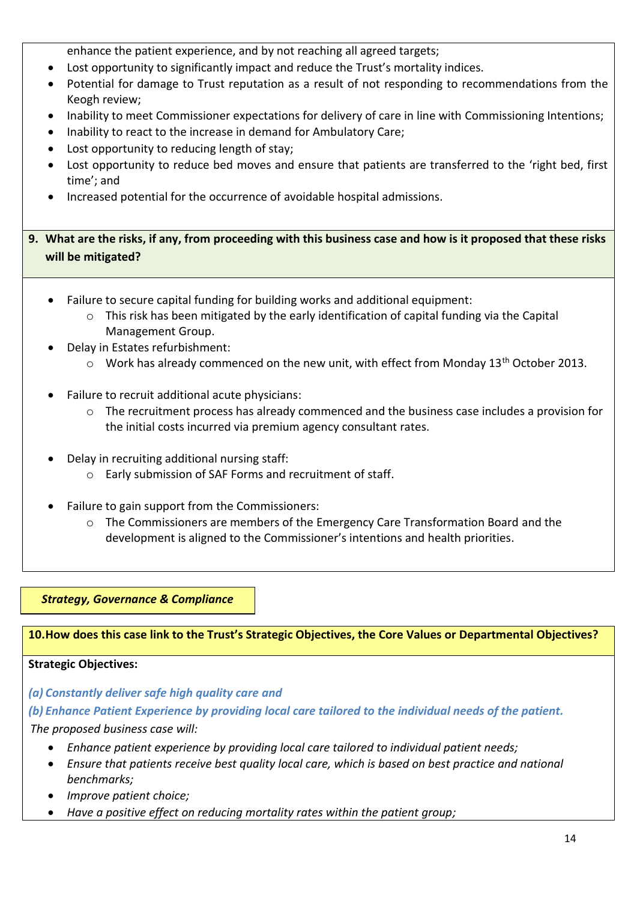enhance the patient experience, and by not reaching all agreed targets;

- Lost opportunity to significantly impact and reduce the Trust's mortality indices.
- Potential for damage to Trust reputation as a result of not responding to recommendations from the Keogh review;
- Inability to meet Commissioner expectations for delivery of care in line with Commissioning Intentions;
- Inability to react to the increase in demand for Ambulatory Care;
- Lost opportunity to reducing length of stay;
- Lost opportunity to reduce bed moves and ensure that patients are transferred to the 'right bed, first time'; and
- Increased potential for the occurrence of avoidable hospital admissions.

**9. What are the risks, if any, from proceeding with this business case and how is it proposed that these risks will be mitigated?**

- Failure to secure capital funding for building works and additional equipment:
  - This risk has been mitigated by the early identification of capital funding via the Capital Management Group.
- Delay in Estates refurbishment:
  - Work has already commenced on the new unit, with effect from Monday 13th October 2013.
- Failure to recruit additional acute physicians:
  - The recruitment process has already commenced and the business case includes a provision for the initial costs incurred via premium agency consultant rates.
- Delay in recruiting additional nursing staff:
  - Early submission of SAF Forms and recruitment of staff.
- Failure to gain support from the Commissioners:
  - The Commissioners are members of the Emergency Care Transformation Board and the development is aligned to the Commissioner's intentions and health priorities.

***Strategy, Governance & Compliance***

**10. How does this case link to the Trust's Strategic Objectives, the Core Values or Departmental Objectives?**

**Strategic Objectives:**

***(a) Constantly deliver safe high quality care and***

***(b) Enhance Patient Experience by providing local care tailored to the individual needs of the patient.***

*The proposed business case will:*

- *Enhance patient experience by providing local care tailored to individual patient needs;*
- *Ensure that patients receive best quality local care, which is based on best practice and national benchmarks;*
- *Improve patient choice;*
- *Have a positive effect on reducing mortality rates within the patient group;*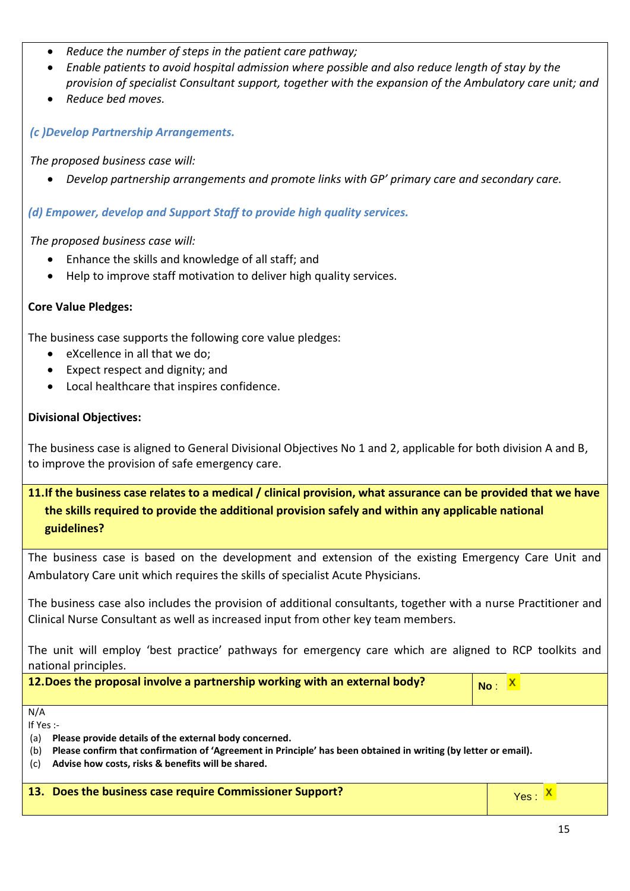- *Reduce the number of steps in the patient care pathway;*
- *Enable patients to avoid hospital admission where possible and also reduce length of stay by the provision of specialist Consultant support, together with the expansion of the Ambulatory care unit; and*
- *Reduce bed moves.*

***(c )Develop Partnership Arrangements.***

*The proposed business case will:*

- *Develop partnership arrangements and promote links with GP' primary care and secondary care.*

***(d) Empower, develop and Support Staff to provide high quality services.***

*The proposed business case will:*

- Enhance the skills and knowledge of all staff; and
- Help to improve staff motivation to deliver high quality services.

**Core Value Pledges:**

The business case supports the following core value pledges:

- eXcellence in all that we do;
- Expect respect and dignity; and
- Local healthcare that inspires confidence.

**Divisional Objectives:**

The business case is aligned to General Divisional Objectives No 1 and 2, applicable for both division A and B, to improve the provision of safe emergency care.

**11. If the business case relates to a medical / clinical provision, what assurance can be provided that we have the skills required to provide the additional provision safely and within any applicable national guidelines?**

The business case is based on the development and extension of the existing Emergency Care Unit and Ambulatory Care unit which requires the skills of specialist Acute Physicians.

The business case also includes the provision of additional consultants, together with a nurse Practitioner and Clinical Nurse Consultant as well as increased input from other key team members.

The unit will employ 'best practice' pathways for emergency care which are aligned to RCP toolkits and national principles.

| **12. Does the proposal involve a partnership working with an external body?** | **No** : X |
|---|---|

N/A

If Yes :-

(a) **Please provide details of the external body concerned.**
(b) **Please confirm that confirmation of 'Agreement in Principle' has been obtained in writing (by letter or email).**
(c) **Advise how costs, risks & benefits will be shared.**

| **13. Does the business case require Commissioner Support?** | Yes : X |
|---|---|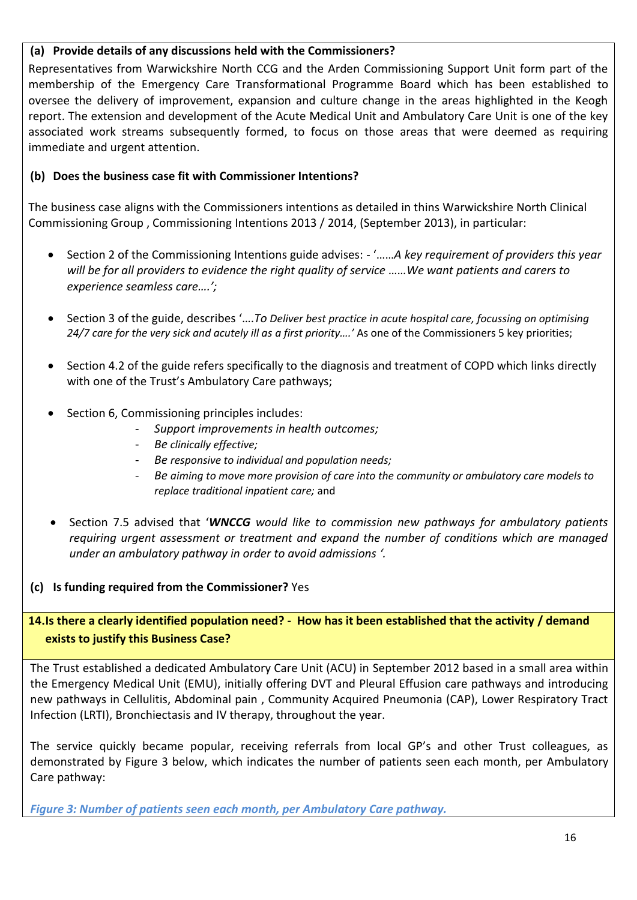**(a) Provide details of any discussions held with the Commissioners?**

Representatives from Warwickshire North CCG and the Arden Commissioning Support Unit form part of the membership of the Emergency Care Transformational Programme Board which has been established to oversee the delivery of improvement, expansion and culture change in the areas highlighted in the Keogh report. The extension and development of the Acute Medical Unit and Ambulatory Care Unit is one of the key associated work streams subsequently formed, to focus on those areas that were deemed as requiring immediate and urgent attention.

**(b) Does the business case fit with Commissioner Intentions?**

The business case aligns with the Commissioners intentions as detailed in thins Warwickshire North Clinical Commissioning Group , Commissioning Intentions 2013 / 2014, (September 2013), in particular:

- Section 2 of the Commissioning Intentions guide advises: - '……*A key requirement of providers this year will be for all providers to evidence the right quality of service ……We want patients and carers to experience seamless care….';*
- Section 3 of the guide, describes '….*To Deliver best practice in acute hospital care, focussing on optimising 24/7 care for the very sick and acutely ill as a first priority….'* As one of the Commissioners 5 key priorities;
- Section 4.2 of the guide refers specifically to the diagnosis and treatment of COPD which links directly with one of the Trust's Ambulatory Care pathways;
- Section 6, Commissioning principles includes:
    - *Support improvements in health outcomes;*
    - *Be clinically effective;*
    - *Be responsive to individual and population needs;*
    - *Be aiming to move more provision of care into the community or ambulatory care models to replace traditional inpatient care;* and
- Section 7.5 advised that '***WNCCG*** *would like to commission new pathways for ambulatory patients requiring urgent assessment or treatment and expand the number of conditions which are managed under an ambulatory pathway in order to avoid admissions '.*

**(c) Is funding required from the Commissioner?** Yes

**14. Is there a clearly identified population need? - How has it been established that the activity / demand exists to justify this Business Case?**

The Trust established a dedicated Ambulatory Care Unit (ACU) in September 2012 based in a small area within the Emergency Medical Unit (EMU), initially offering DVT and Pleural Effusion care pathways and introducing new pathways in Cellulitis, Abdominal pain , Community Acquired Pneumonia (CAP), Lower Respiratory Tract Infection (LRTI), Bronchiectasis and IV therapy, throughout the year.

The service quickly became popular, receiving referrals from local GP's and other Trust colleagues, as demonstrated by Figure 3 below, which indicates the number of patients seen each month, per Ambulatory Care pathway:

*Figure 3: Number of patients seen each month, per Ambulatory Care pathway.*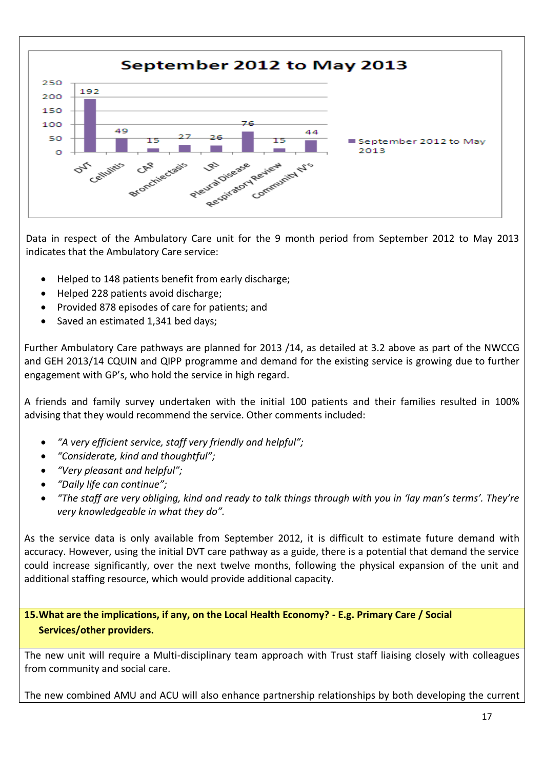**September 2012 to May 2013**

| Category | September 2012 to May 2013 |
|---|---|
| DVT | 192 |
| Cellulitis | 49 |
| CAP | 15 |
| Bronchiectasis | 27 |
| LRI | 26 |
| Pleural Disease | 76 |
| Respiratory Review | 15 |
| Community IV's | 44 |

Data in respect of the Ambulatory Care unit for the 9 month period from September 2012 to May 2013 indicates that the Ambulatory Care service:

- Helped to 148 patients benefit from early discharge;
- Helped 228 patients avoid discharge;
- Provided 878 episodes of care for patients; and
- Saved an estimated 1,341 bed days;

Further Ambulatory Care pathways are planned for 2013 /14, as detailed at 3.2 above as part of the NWCCG and GEH 2013/14 CQUIN and QIPP programme and demand for the existing service is growing due to further engagement with GP's, who hold the service in high regard.

A friends and family survey undertaken with the initial 100 patients and their families resulted in 100% advising that they would recommend the service. Other comments included:

- *"A very efficient service, staff very friendly and helpful";*
- *"Considerate, kind and thoughtful";*
- *"Very pleasant and helpful";*
- *"Daily life can continue";*
- *"The staff are very obliging, kind and ready to talk things through with you in 'lay man's terms'. They're very knowledgeable in what they do".*

As the service data is only available from September 2012, it is difficult to estimate future demand with accuracy. However, using the initial DVT care pathway as a guide, there is a potential that demand the service could increase significantly, over the next twelve months, following the physical expansion of the unit and additional staffing resource, which would provide additional capacity.

**15. What are the implications, if any, on the Local Health Economy? - E.g. Primary Care / Social Services/other providers.**

The new unit will require a Multi-disciplinary team approach with Trust staff liaising closely with colleagues from community and social care.

The new combined AMU and ACU will also enhance partnership relationships by both developing the current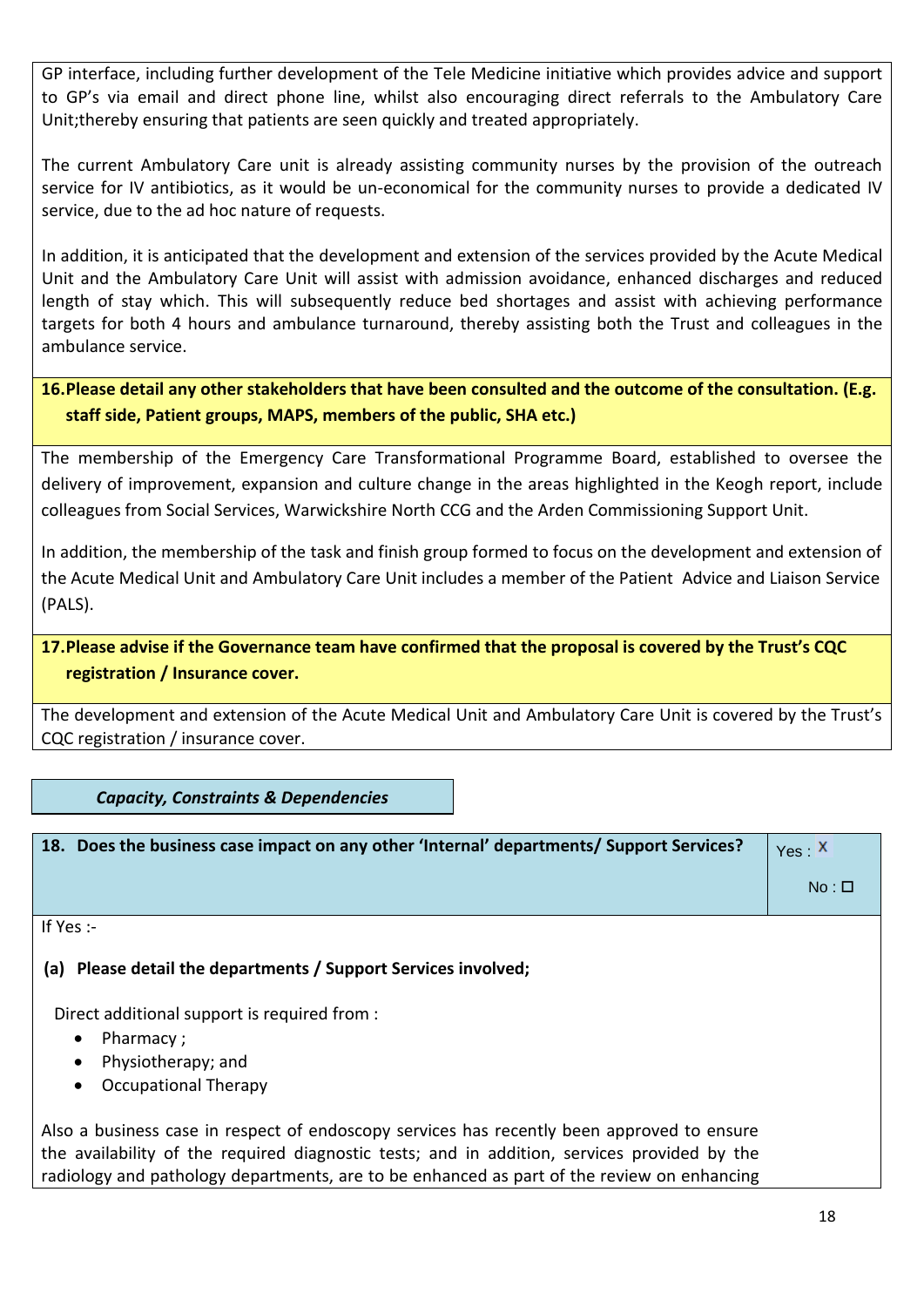GP interface, including further development of the Tele Medicine initiative which provides advice and support to GP's via email and direct phone line, whilst also encouraging direct referrals to the Ambulatory Care Unit;thereby ensuring that patients are seen quickly and treated appropriately.

The current Ambulatory Care unit is already assisting community nurses by the provision of the outreach service for IV antibiotics, as it would be un-economical for the community nurses to provide a dedicated IV service, due to the ad hoc nature of requests.

In addition, it is anticipated that the development and extension of the services provided by the Acute Medical Unit and the Ambulatory Care Unit will assist with admission avoidance, enhanced discharges and reduced length of stay which. This will subsequently reduce bed shortages and assist with achieving performance targets for both 4 hours and ambulance turnaround, thereby assisting both the Trust and colleagues in the ambulance service.

**16. Please detail any other stakeholders that have been consulted and the outcome of the consultation. (E.g. staff side, Patient groups, MAPS, members of the public, SHA etc.)**

The membership of the Emergency Care Transformational Programme Board, established to oversee the delivery of improvement, expansion and culture change in the areas highlighted in the Keogh report, include colleagues from Social Services, Warwickshire North CCG and the Arden Commissioning Support Unit.

In addition, the membership of the task and finish group formed to focus on the development and extension of the Acute Medical Unit and Ambulatory Care Unit includes a member of the Patient Advice and Liaison Service (PALS).

**17. Please advise if the Governance team have confirmed that the proposal is covered by the Trust's CQC registration / Insurance cover.**

The development and extension of the Acute Medical Unit and Ambulatory Care Unit is covered by the Trust's CQC registration / insurance cover.

***Capacity, Constraints & Dependencies***

| **18. Does the business case impact on any other 'Internal' departments/ Support Services?** | Yes : X<br>No : ☐ |
|---|---|

If Yes :-

**(a) Please detail the departments / Support Services involved;**

Direct additional support is required from :

- Pharmacy ;
- Physiotherapy; and
- Occupational Therapy

Also a business case in respect of endoscopy services has recently been approved to ensure the availability of the required diagnostic tests; and in addition, services provided by the radiology and pathology departments, are to be enhanced as part of the review on enhancing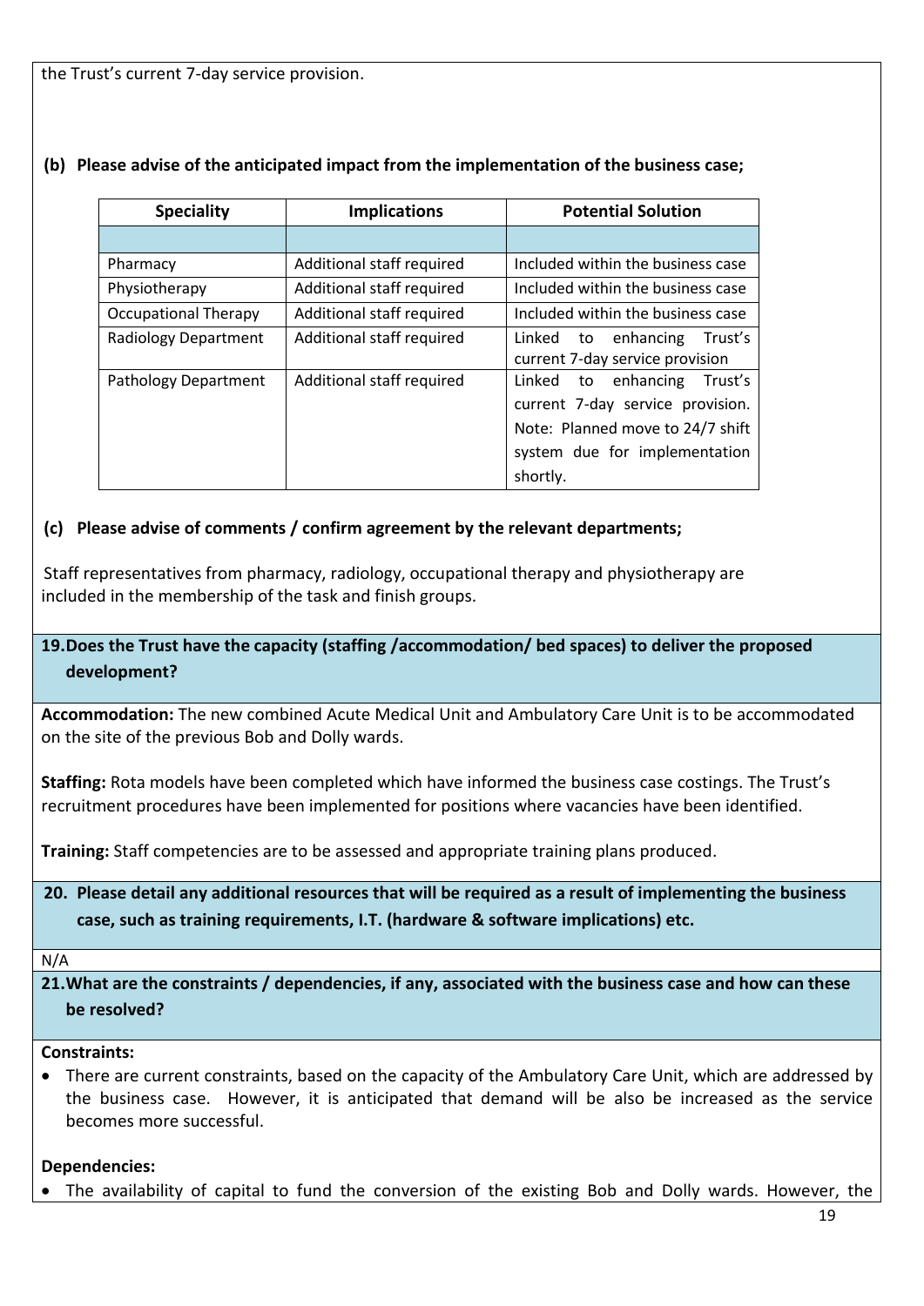the Trust's current 7-day service provision.

**(b) Please advise of the anticipated impact from the implementation of the business case;**

| Speciality | Implications | Potential Solution |
|---|---|---|
| | | |
| Pharmacy | Additional staff required | Included within the business case |
| Physiotherapy | Additional staff required | Included within the business case |
| Occupational Therapy | Additional staff required | Included within the business case |
| Radiology Department | Additional staff required | Linked to enhancing Trust's current 7-day service provision |
| Pathology Department | Additional staff required | Linked to enhancing Trust's current 7-day service provision. Note: Planned move to 24/7 shift system due for implementation shortly. |

**(c) Please advise of comments / confirm agreement by the relevant departments;**

Staff representatives from pharmacy, radiology, occupational therapy and physiotherapy are included in the membership of the task and finish groups.

**19. Does the Trust have the capacity (staffing /accommodation/ bed spaces) to deliver the proposed development?**

**Accommodation:** The new combined Acute Medical Unit and Ambulatory Care Unit is to be accommodated on the site of the previous Bob and Dolly wards.

**Staffing:** Rota models have been completed which have informed the business case costings. The Trust's recruitment procedures have been implemented for positions where vacancies have been identified.

**Training:** Staff competencies are to be assessed and appropriate training plans produced.

**20. Please detail any additional resources that will be required as a result of implementing the business case, such as training requirements, I.T. (hardware & software implications) etc.**

N/A

**21. What are the constraints / dependencies, if any, associated with the business case and how can these be resolved?**

**Constraints:**

- There are current constraints, based on the capacity of the Ambulatory Care Unit, which are addressed by the business case. However, it is anticipated that demand will be also be increased as the service becomes more successful.

**Dependencies:**

- The availability of capital to fund the conversion of the existing Bob and Dolly wards. However, the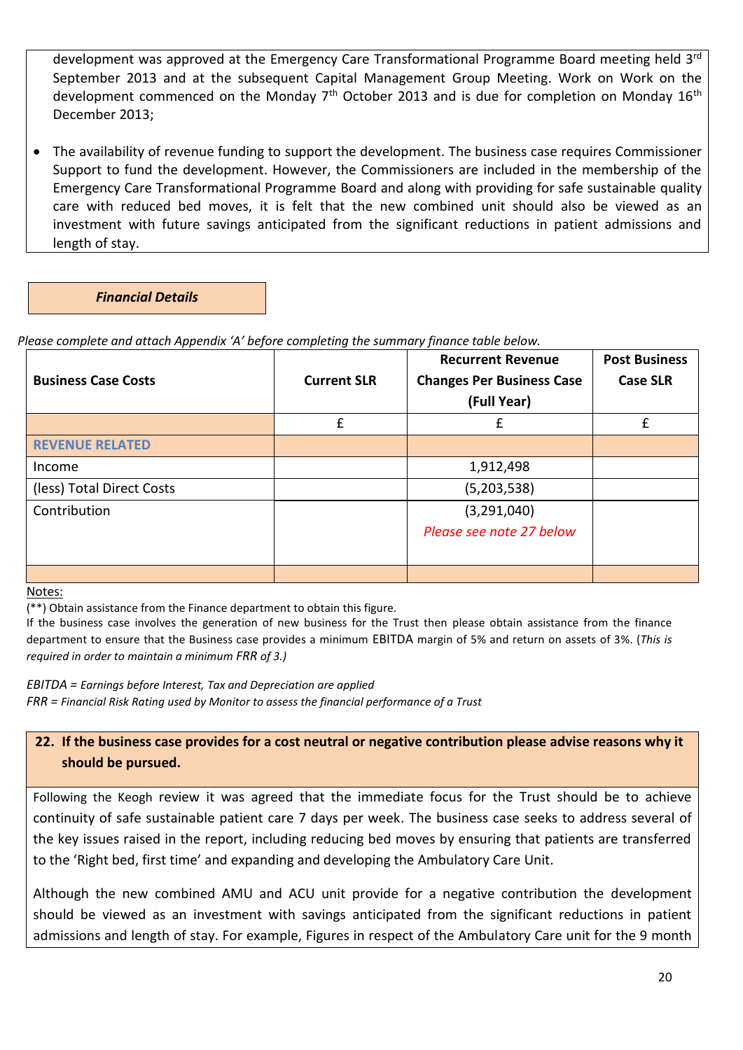development was approved at the Emergency Care Transformational Programme Board meeting held 3rd September 2013 and at the subsequent Capital Management Group Meeting. Work on Work on the development commenced on the Monday 7th October 2013 and is due for completion on Monday 16th December 2013;

- The availability of revenue funding to support the development. The business case requires Commissioner Support to fund the development. However, the Commissioners are included in the membership of the Emergency Care Transformational Programme Board and along with providing for safe sustainable quality care with reduced bed moves, it is felt that the new combined unit should also be viewed as an investment with future savings anticipated from the significant reductions in patient admissions and length of stay.

***Financial Details***

*Please complete and attach Appendix 'A' before completing the summary finance table below.*

| **Business Case Costs** | **Current SLR** | **Recurrent Revenue Changes Per Business Case (Full Year)** | **Post Business Case SLR** |
|---|---|---|---|
| | £ | £ | £ |
| **REVENUE RELATED** | | | |
| Income | | 1,912,498 | |
| (less) Total Direct Costs | | (5,203,538) | |
| Contribution | | (3,291,040) *Please see note 27 below* | |
| | | | |

Notes:

(**) Obtain assistance from the Finance department to obtain this figure.

If the business case involves the generation of new business for the Trust then please obtain assistance from the finance department to ensure that the Business case provides a minimum EBITDA margin of 5% and return on assets of 3%. (*This is required in order to maintain a minimum FRR of 3.)*

*EBITDA = Earnings before Interest, Tax and Depreciation are applied*

*FRR = Financial Risk Rating used by Monitor to assess the financial performance of a Trust*

**22. If the business case provides for a cost neutral or negative contribution please advise reasons why it should be pursued.**

Following the Keogh review it was agreed that the immediate focus for the Trust should be to achieve continuity of safe sustainable patient care 7 days per week. The business case seeks to address several of the key issues raised in the report, including reducing bed moves by ensuring that patients are transferred to the 'Right bed, first time' and expanding and developing the Ambulatory Care Unit.

Although the new combined AMU and ACU unit provide for a negative contribution the development should be viewed as an investment with savings anticipated from the significant reductions in patient admissions and length of stay. For example, Figures in respect of the Ambulatory Care unit for the 9 month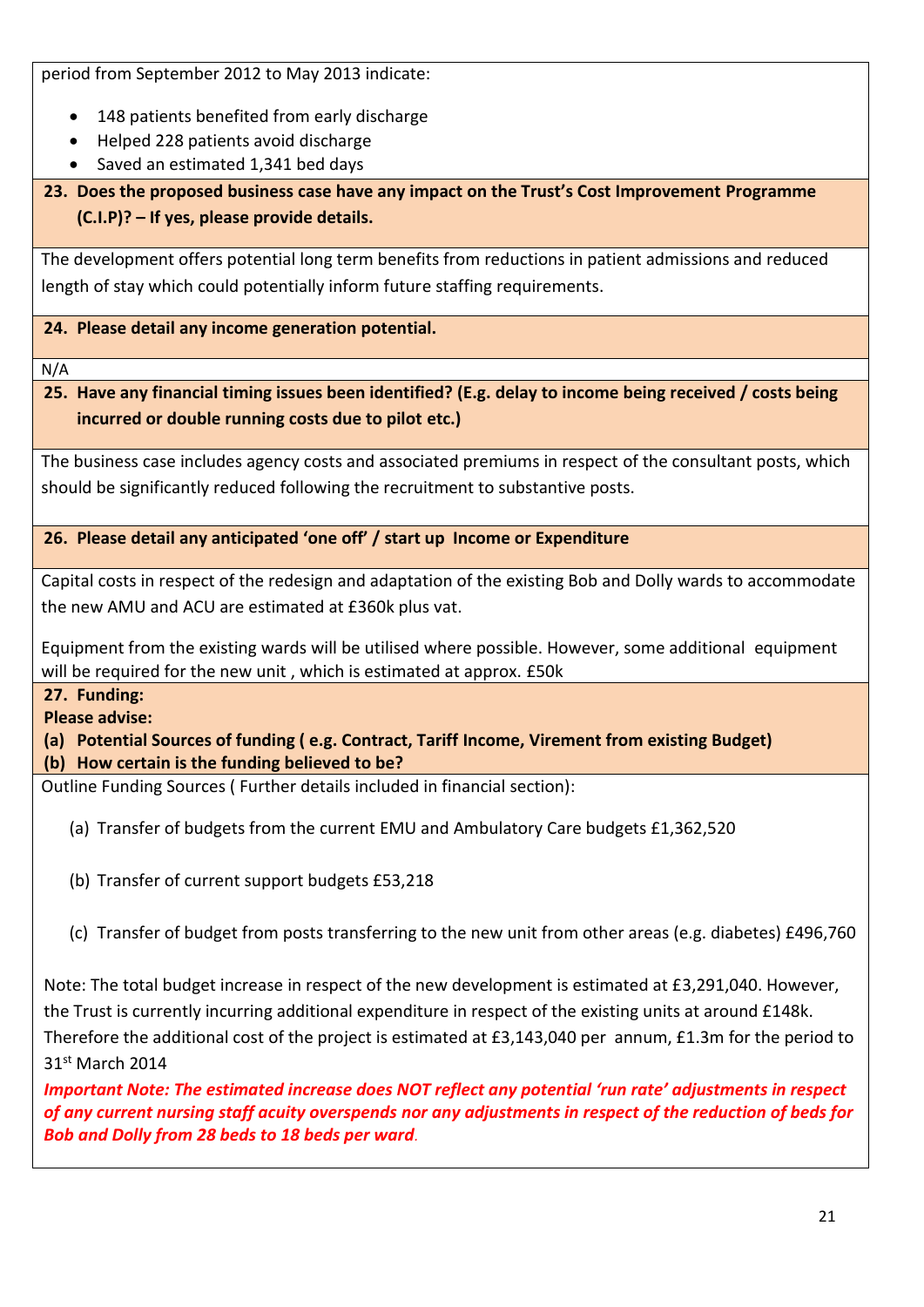period from September 2012 to May 2013 indicate:

- 148 patients benefited from early discharge
- Helped 228 patients avoid discharge
- Saved an estimated 1,341 bed days

**23. Does the proposed business case have any impact on the Trust's Cost Improvement Programme (C.I.P)? – If yes, please provide details.**

The development offers potential long term benefits from reductions in patient admissions and reduced length of stay which could potentially inform future staffing requirements.

**24. Please detail any income generation potential.**

N/A

**25. Have any financial timing issues been identified? (E.g. delay to income being received / costs being incurred or double running costs due to pilot etc.)**

The business case includes agency costs and associated premiums in respect of the consultant posts, which should be significantly reduced following the recruitment to substantive posts.

**26. Please detail any anticipated 'one off' / start up Income or Expenditure**

Capital costs in respect of the redesign and adaptation of the existing Bob and Dolly wards to accommodate the new AMU and ACU are estimated at £360k plus vat.

Equipment from the existing wards will be utilised where possible. However, some additional equipment will be required for the new unit , which is estimated at approx. £50k

**27. Funding:**
**Please advise:**
**(a) Potential Sources of funding ( e.g. Contract, Tariff Income, Virement from existing Budget)**
**(b) How certain is the funding believed to be?**

Outline Funding Sources ( Further details included in financial section):

(a) Transfer of budgets from the current EMU and Ambulatory Care budgets £1,362,520

(b) Transfer of current support budgets £53,218

(c) Transfer of budget from posts transferring to the new unit from other areas (e.g. diabetes) £496,760

Note: The total budget increase in respect of the new development is estimated at £3,291,040. However, the Trust is currently incurring additional expenditure in respect of the existing units at around £148k. Therefore the additional cost of the project is estimated at £3,143,040 per annum, £1.3m for the period to 31st March 2014

***Important Note: The estimated increase does NOT reflect any potential 'run rate' adjustments in respect of any current nursing staff acuity overspends nor any adjustments in respect of the reduction of beds for Bob and Dolly from 28 beds to 18 beds per ward.***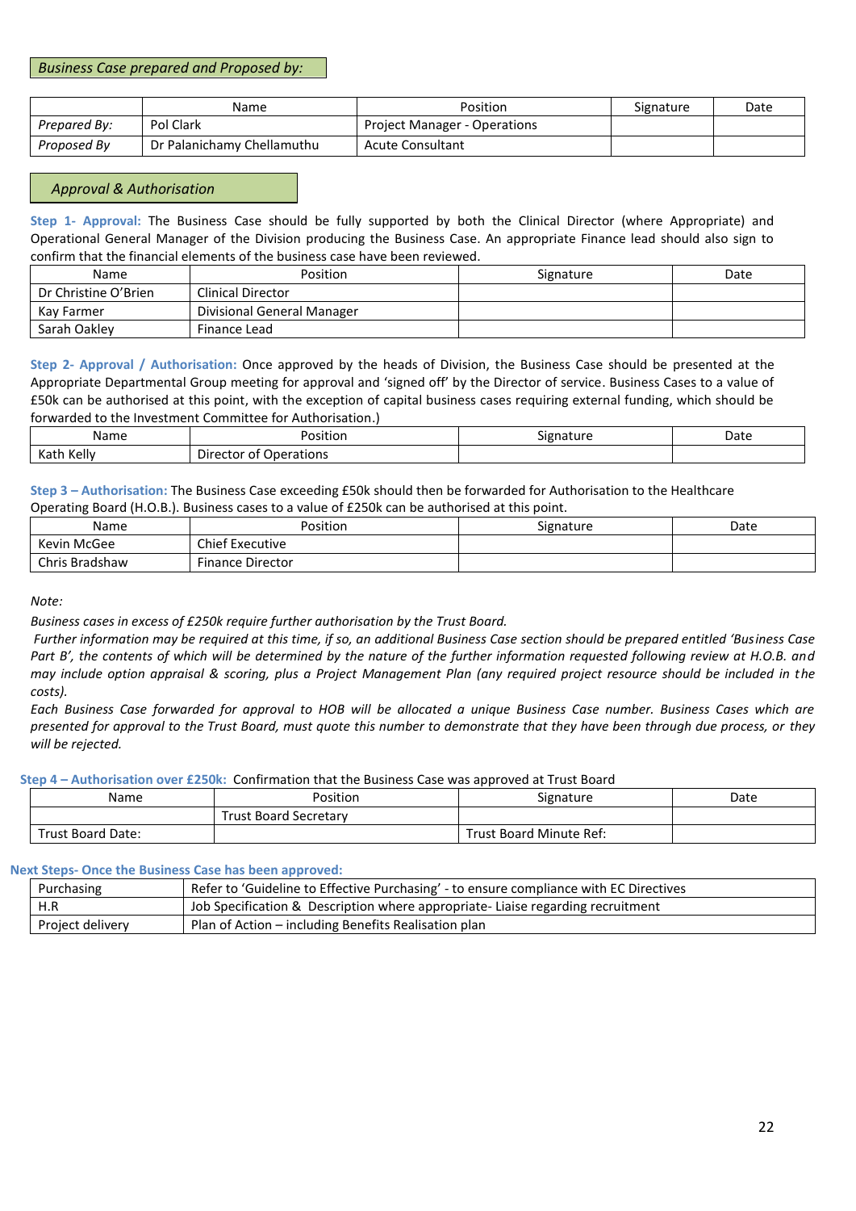*Business Case prepared and Proposed by:*

| | Name | Position | Signature | Date |
|---|---|---|---|---|
| *Prepared By:* | Pol Clark | Project Manager - Operations | | |
| *Proposed By* | Dr Palanichamy Chellamuthu | Acute Consultant | | |

*Approval & Authorisation*

**Step 1- Approval:** The Business Case should be fully supported by both the Clinical Director (where Appropriate) and Operational General Manager of the Division producing the Business Case. An appropriate Finance lead should also sign to confirm that the financial elements of the business case have been reviewed.

| Name | Position | Signature | Date |
|---|---|---|---|
| Dr Christine O'Brien | Clinical Director | | |
| Kay Farmer | Divisional General Manager | | |
| Sarah Oakley | Finance Lead | | |

**Step 2- Approval / Authorisation:** Once approved by the heads of Division, the Business Case should be presented at the Appropriate Departmental Group meeting for approval and 'signed off' by the Director of service. Business Cases to a value of £50k can be authorised at this point, with the exception of capital business cases requiring external funding, which should be forwarded to the Investment Committee for Authorisation.)

| Name | Position | Signature | Date |
|---|---|---|---|
| Kath Kelly | Director of Operations | | |

**Step 3 – Authorisation:** The Business Case exceeding £50k should then be forwarded for Authorisation to the Healthcare Operating Board (H.O.B.). Business cases to a value of £250k can be authorised at this point.

| Name | Position | Signature | Date |
|---|---|---|---|
| Kevin McGee | Chief Executive | | |
| Chris Bradshaw | Finance Director | | |

*Note:*

*Business cases in excess of £250k require further authorisation by the Trust Board.*

*Further information may be required at this time, if so, an additional Business Case section should be prepared entitled 'Business Case Part B', the contents of which will be determined by the nature of the further information requested following review at H.O.B. and may include option appraisal & scoring, plus a Project Management Plan (any required project resource should be included in the costs).*

*Each Business Case forwarded for approval to HOB will be allocated a unique Business Case number. Business Cases which are presented for approval to the Trust Board, must quote this number to demonstrate that they have been through due process, or they will be rejected.*

**Step 4 – Authorisation over £250k:** Confirmation that the Business Case was approved at Trust Board

| Name | Position | Signature | Date |
|---|---|---|---|
| | Trust Board Secretary | | |
| Trust Board Date: | | Trust Board Minute Ref: | |

**Next Steps- Once the Business Case has been approved:**

| | |
|---|---|
| Purchasing | Refer to 'Guideline to Effective Purchasing' - to ensure compliance with EC Directives |
| H.R | Job Specification & Description where appropriate- Liaise regarding recruitment |
| Project delivery | Plan of Action – including Benefits Realisation plan |